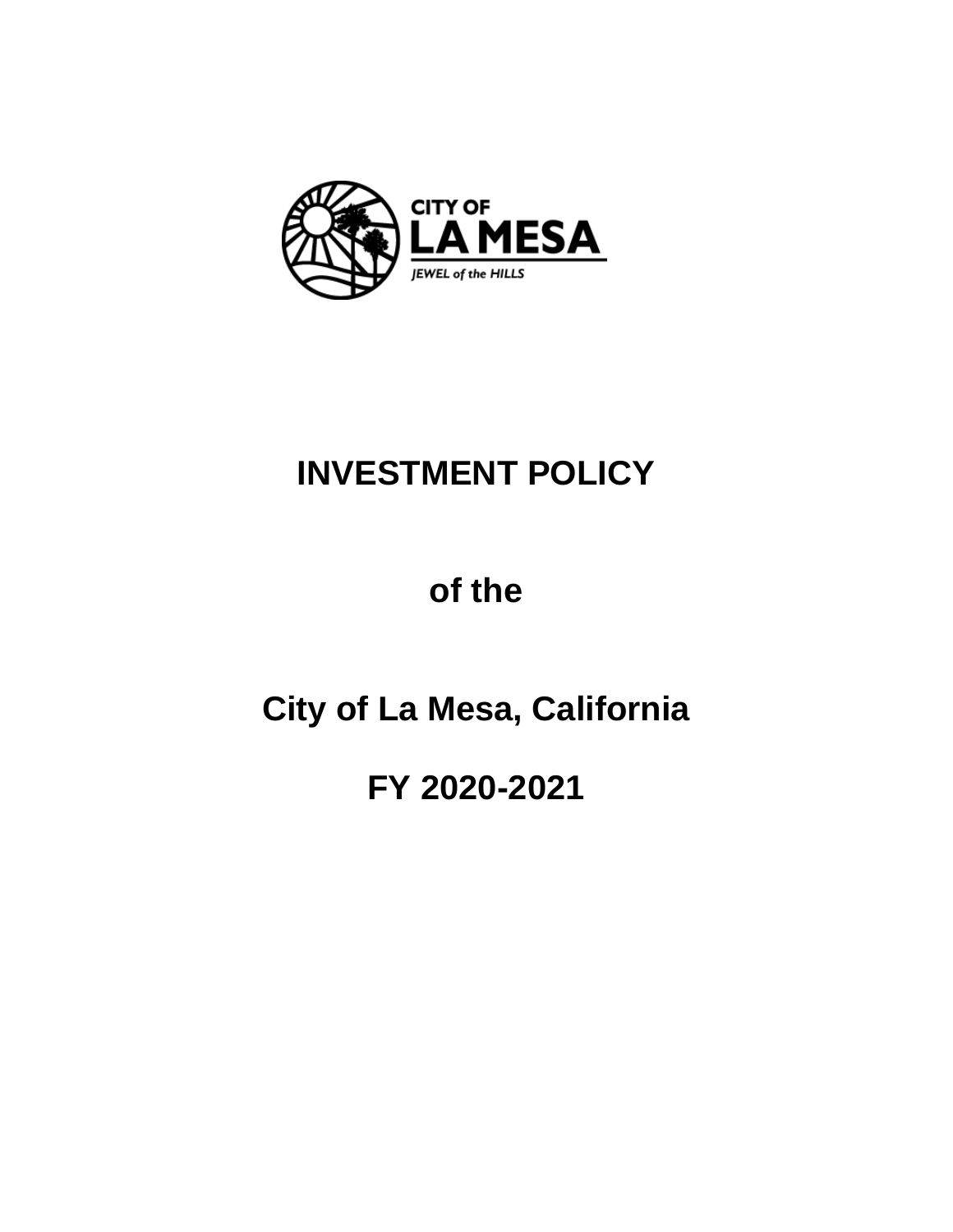CITY OF

LA MESA

JEWEL of the HILLS

# INVESTMENT POLICY

# of the

# City of La Mesa, California

# FY 2020-2021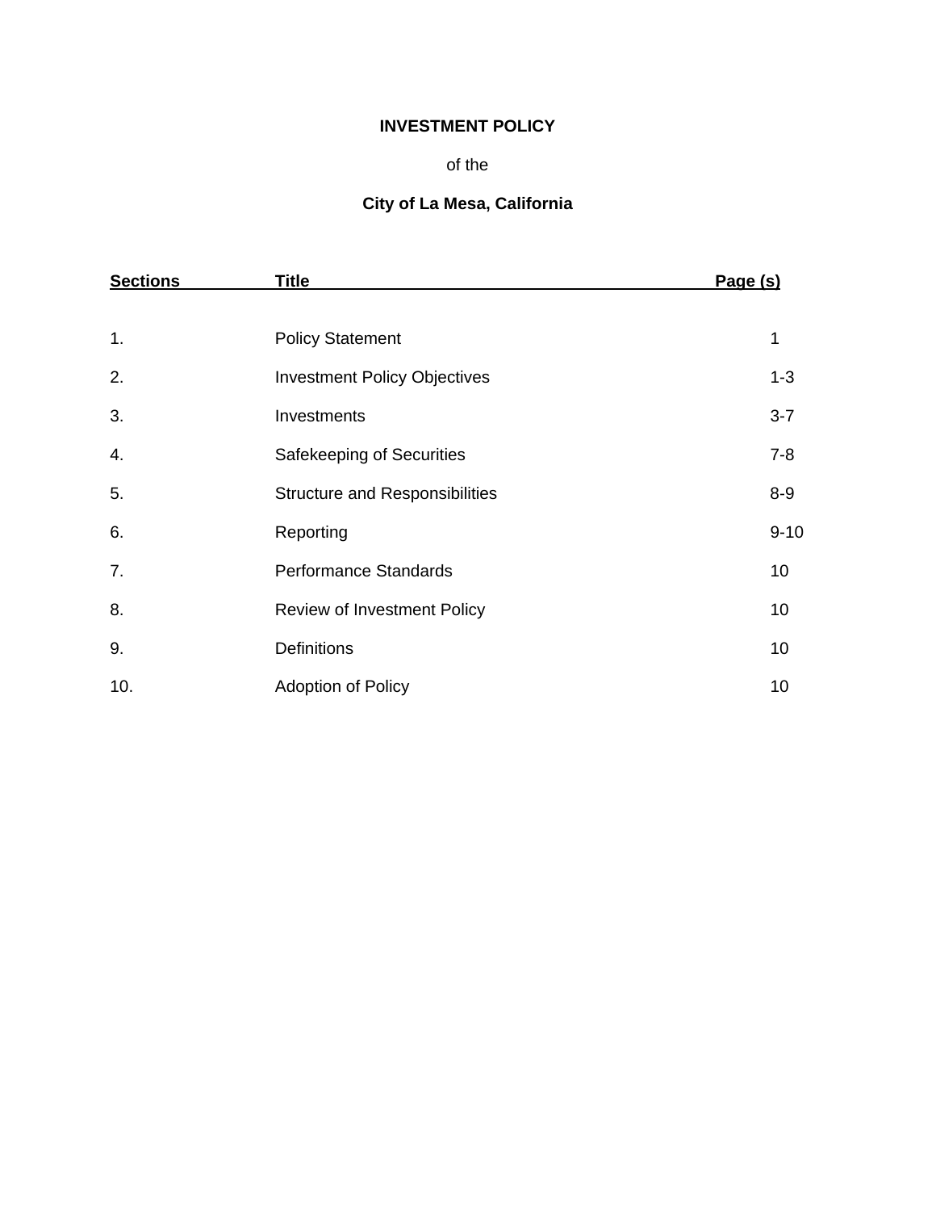**INVESTMENT POLICY**

of the

**City of La Mesa, California**

| Sections | Title | Page (s) |
|---|---|---|
| 1. | Policy Statement | 1 |
| 2. | Investment Policy Objectives | 1-3 |
| 3. | Investments | 3-7 |
| 4. | Safekeeping of Securities | 7-8 |
| 5. | Structure and Responsibilities | 8-9 |
| 6. | Reporting | 9-10 |
| 7. | Performance Standards | 10 |
| 8. | Review of Investment Policy | 10 |
| 9. | Definitions | 10 |
| 10. | Adoption of Policy | 10 |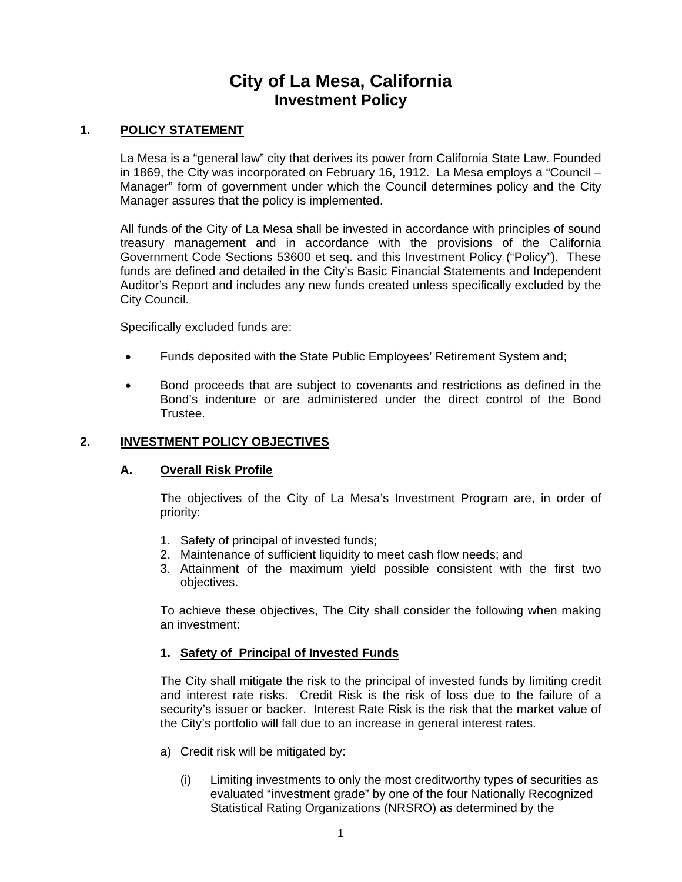# City of La Mesa, California
## Investment Policy

### 1. POLICY STATEMENT

La Mesa is a "general law" city that derives its power from California State Law. Founded in 1869, the City was incorporated on February 16, 1912. La Mesa employs a "Council – Manager" form of government under which the Council determines policy and the City Manager assures that the policy is implemented.

All funds of the City of La Mesa shall be invested in accordance with principles of sound treasury management and in accordance with the provisions of the California Government Code Sections 53600 et seq. and this Investment Policy ("Policy"). These funds are defined and detailed in the City's Basic Financial Statements and Independent Auditor's Report and includes any new funds created unless specifically excluded by the City Council.

Specifically excluded funds are:

- Funds deposited with the State Public Employees' Retirement System and;
- Bond proceeds that are subject to covenants and restrictions as defined in the Bond's indenture or are administered under the direct control of the Bond Trustee.

### 2. INVESTMENT POLICY OBJECTIVES

#### A. Overall Risk Profile

The objectives of the City of La Mesa's Investment Program are, in order of priority:

1. Safety of principal of invested funds;
2. Maintenance of sufficient liquidity to meet cash flow needs; and
3. Attainment of the maximum yield possible consistent with the first two objectives.

To achieve these objectives, The City shall consider the following when making an investment:

**1. Safety of Principal of Invested Funds**

The City shall mitigate the risk to the principal of invested funds by limiting credit and interest rate risks. Credit Risk is the risk of loss due to the failure of a security's issuer or backer. Interest Rate Risk is the risk that the market value of the City's portfolio will fall due to an increase in general interest rates.

a) Credit risk will be mitigated by:

(i) Limiting investments to only the most creditworthy types of securities as evaluated "investment grade" by one of the four Nationally Recognized Statistical Rating Organizations (NRSRO) as determined by the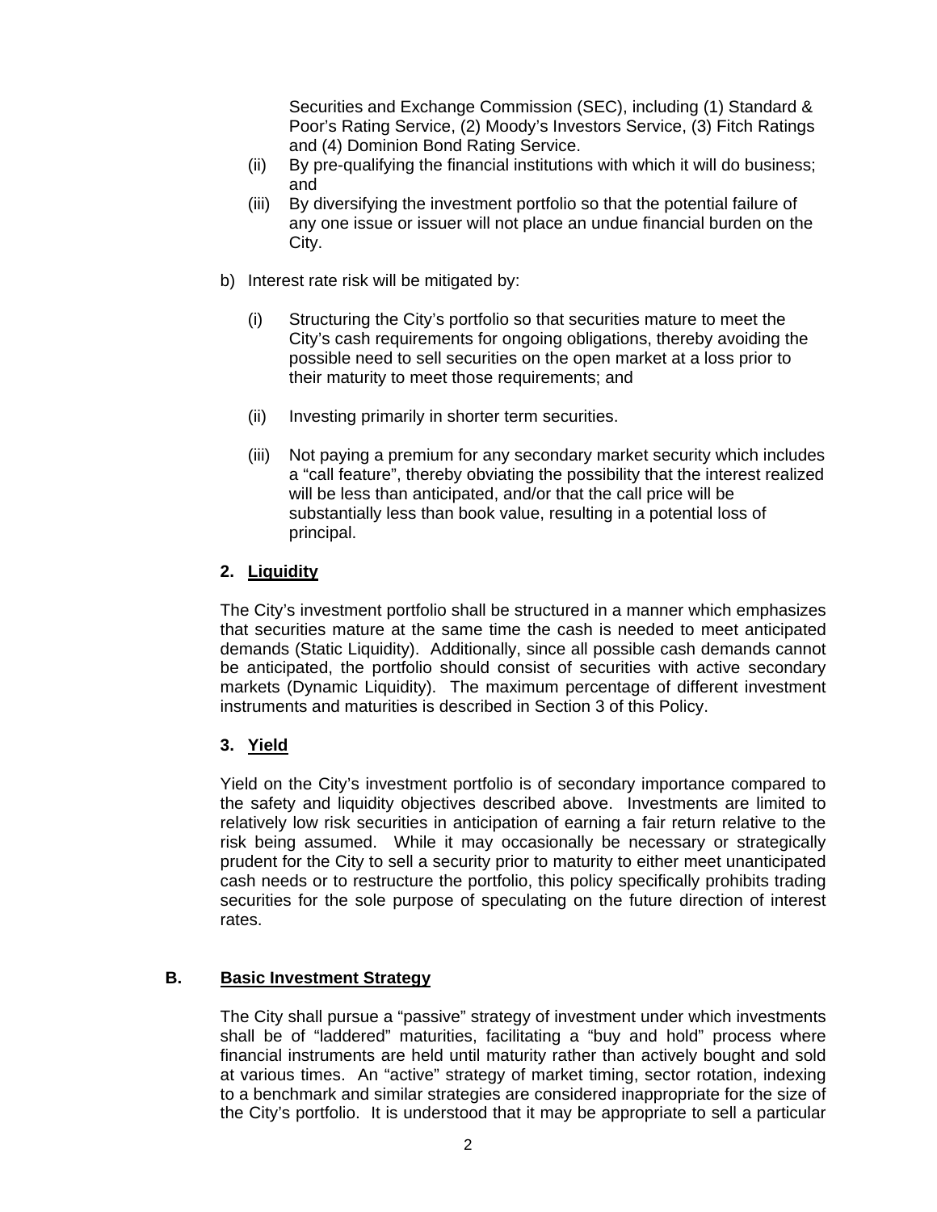Securities and Exchange Commission (SEC), including (1) Standard & Poor's Rating Service, (2) Moody's Investors Service, (3) Fitch Ratings and (4) Dominion Bond Rating Service.

(ii) By pre-qualifying the financial institutions with which it will do business; and

(iii) By diversifying the investment portfolio so that the potential failure of any one issue or issuer will not place an undue financial burden on the City.

b) Interest rate risk will be mitigated by:

(i) Structuring the City's portfolio so that securities mature to meet the City's cash requirements for ongoing obligations, thereby avoiding the possible need to sell securities on the open market at a loss prior to their maturity to meet those requirements; and

(ii) Investing primarily in shorter term securities.

(iii) Not paying a premium for any secondary market security which includes a "call feature", thereby obviating the possibility that the interest realized will be less than anticipated, and/or that the call price will be substantially less than book value, resulting in a potential loss of principal.

### 2. Liquidity

The City's investment portfolio shall be structured in a manner which emphasizes that securities mature at the same time the cash is needed to meet anticipated demands (Static Liquidity). Additionally, since all possible cash demands cannot be anticipated, the portfolio should consist of securities with active secondary markets (Dynamic Liquidity). The maximum percentage of different investment instruments and maturities is described in Section 3 of this Policy.

### 3. Yield

Yield on the City's investment portfolio is of secondary importance compared to the safety and liquidity objectives described above. Investments are limited to relatively low risk securities in anticipation of earning a fair return relative to the risk being assumed. While it may occasionally be necessary or strategically prudent for the City to sell a security prior to maturity to either meet unanticipated cash needs or to restructure the portfolio, this policy specifically prohibits trading securities for the sole purpose of speculating on the future direction of interest rates.

## B. Basic Investment Strategy

The City shall pursue a "passive" strategy of investment under which investments shall be of "laddered" maturities, facilitating a "buy and hold" process where financial instruments are held until maturity rather than actively bought and sold at various times. An "active" strategy of market timing, sector rotation, indexing to a benchmark and similar strategies are considered inappropriate for the size of the City's portfolio. It is understood that it may be appropriate to sell a particular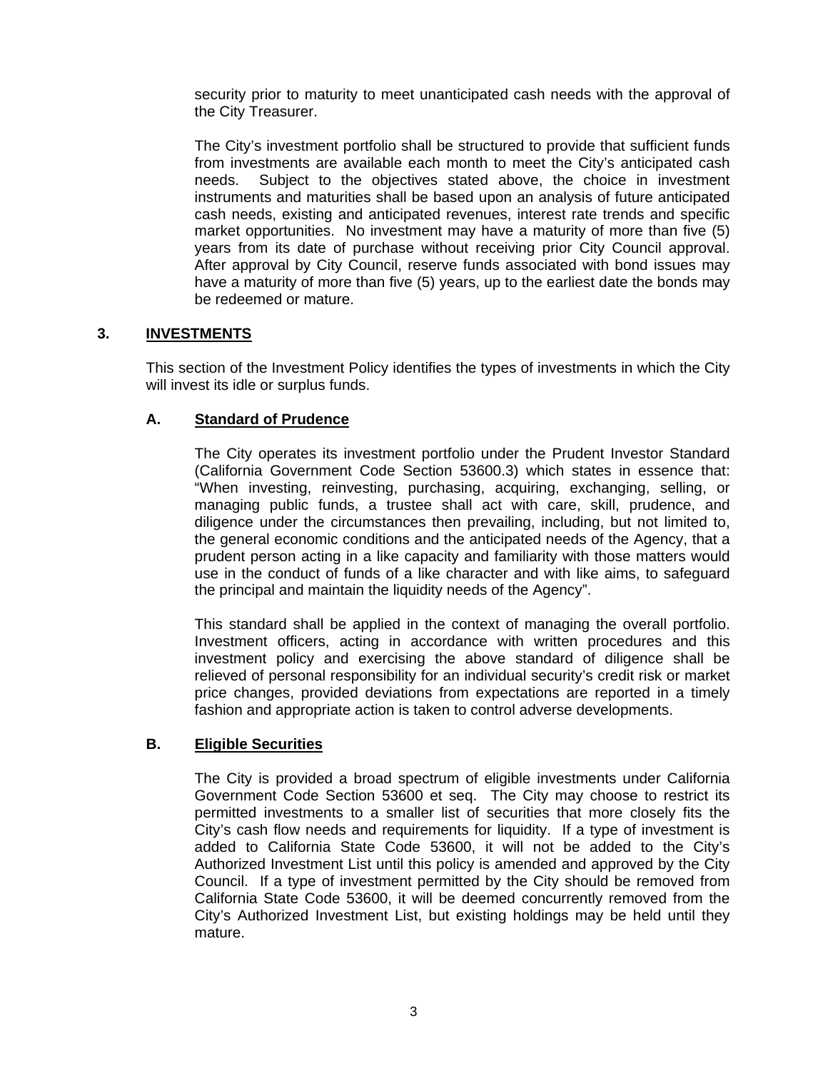security prior to maturity to meet unanticipated cash needs with the approval of the City Treasurer.

The City's investment portfolio shall be structured to provide that sufficient funds from investments are available each month to meet the City's anticipated cash needs. Subject to the objectives stated above, the choice in investment instruments and maturities shall be based upon an analysis of future anticipated cash needs, existing and anticipated revenues, interest rate trends and specific market opportunities. No investment may have a maturity of more than five (5) years from its date of purchase without receiving prior City Council approval. After approval by City Council, reserve funds associated with bond issues may have a maturity of more than five (5) years, up to the earliest date the bonds may be redeemed or mature.

## 3. INVESTMENTS

This section of the Investment Policy identifies the types of investments in which the City will invest its idle or surplus funds.

### A. Standard of Prudence

The City operates its investment portfolio under the Prudent Investor Standard (California Government Code Section 53600.3) which states in essence that: "When investing, reinvesting, purchasing, acquiring, exchanging, selling, or managing public funds, a trustee shall act with care, skill, prudence, and diligence under the circumstances then prevailing, including, but not limited to, the general economic conditions and the anticipated needs of the Agency, that a prudent person acting in a like capacity and familiarity with those matters would use in the conduct of funds of a like character and with like aims, to safeguard the principal and maintain the liquidity needs of the Agency".

This standard shall be applied in the context of managing the overall portfolio. Investment officers, acting in accordance with written procedures and this investment policy and exercising the above standard of diligence shall be relieved of personal responsibility for an individual security's credit risk or market price changes, provided deviations from expectations are reported in a timely fashion and appropriate action is taken to control adverse developments.

### B. Eligible Securities

The City is provided a broad spectrum of eligible investments under California Government Code Section 53600 et seq. The City may choose to restrict its permitted investments to a smaller list of securities that more closely fits the City's cash flow needs and requirements for liquidity. If a type of investment is added to California State Code 53600, it will not be added to the City's Authorized Investment List until this policy is amended and approved by the City Council. If a type of investment permitted by the City should be removed from California State Code 53600, it will be deemed concurrently removed from the City's Authorized Investment List, but existing holdings may be held until they mature.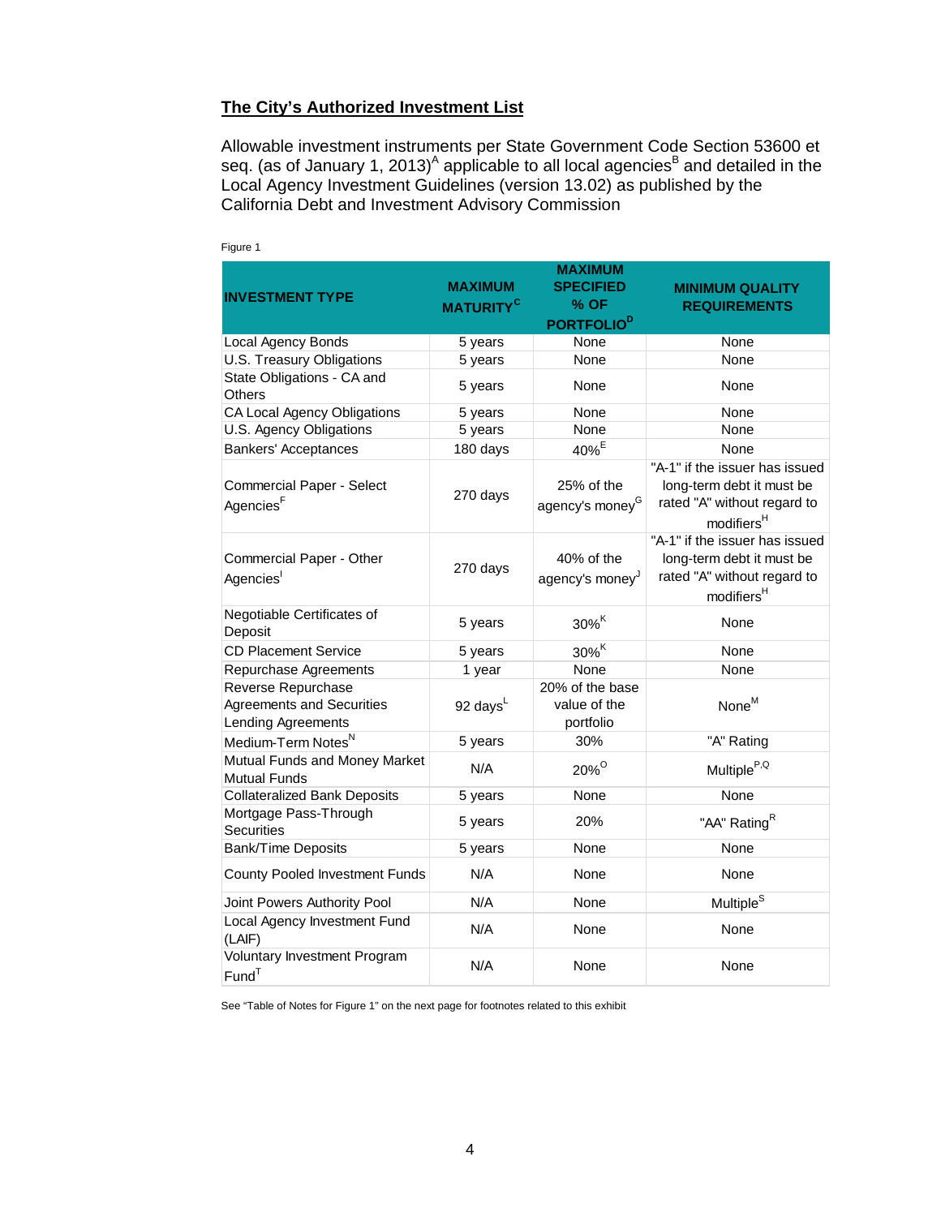## The City's Authorized Investment List

Allowable investment instruments per State Government Code Section 53600 et seq. (as of January 1, 2013)[A] applicable to all local agencies[B] and detailed in the Local Agency Investment Guidelines (version 13.02) as published by the California Debt and Investment Advisory Commission

Figure 1

| INVESTMENT TYPE | MAXIMUM MATURITY[C] | MAXIMUM SPECIFIED % OF PORTFOLIO[D] | MINIMUM QUALITY REQUIREMENTS |
|---|---|---|---|
| Local Agency Bonds | 5 years | None | None |
| U.S. Treasury Obligations | 5 years | None | None |
| State Obligations - CA and Others | 5 years | None | None |
| CA Local Agency Obligations | 5 years | None | None |
| U.S. Agency Obligations | 5 years | None | None |
| Bankers' Acceptances | 180 days | 40%[E] | None |
| Commercial Paper - Select Agencies[F] | 270 days | 25% of the agency's money[G] | "A-1" if the issuer has issued long-term debt it must be rated "A" without regard to modifiers[H] |
| Commercial Paper - Other Agencies[I] | 270 days | 40% of the agency's money[J] | "A-1" if the issuer has issued long-term debt it must be rated "A" without regard to modifiers[H] |
| Negotiable Certificates of Deposit | 5 years | 30%[K] | None |
| CD Placement Service | 5 years | 30%[K] | None |
| Repurchase Agreements | 1 year | None | None |
| Reverse Repurchase Agreements and Securities Lending Agreements | 92 days[L] | 20% of the base value of the portfolio | None[M] |
| Medium-Term Notes[N] | 5 years | 30% | "A" Rating |
| Mutual Funds and Money Market Mutual Funds | N/A | 20%[O] | Multiple[P,Q] |
| Collateralized Bank Deposits | 5 years | None | None |
| Mortgage Pass-Through Securities | 5 years | 20% | "AA" Rating[R] |
| Bank/Time Deposits | 5 years | None | None |
| County Pooled Investment Funds | N/A | None | None |
| Joint Powers Authority Pool | N/A | None | Multiple[S] |
| Local Agency Investment Fund (LAIF) | N/A | None | None |
| Voluntary Investment Program Fund[T] | N/A | None | None |

See "Table of Notes for Figure 1" on the next page for footnotes related to this exhibit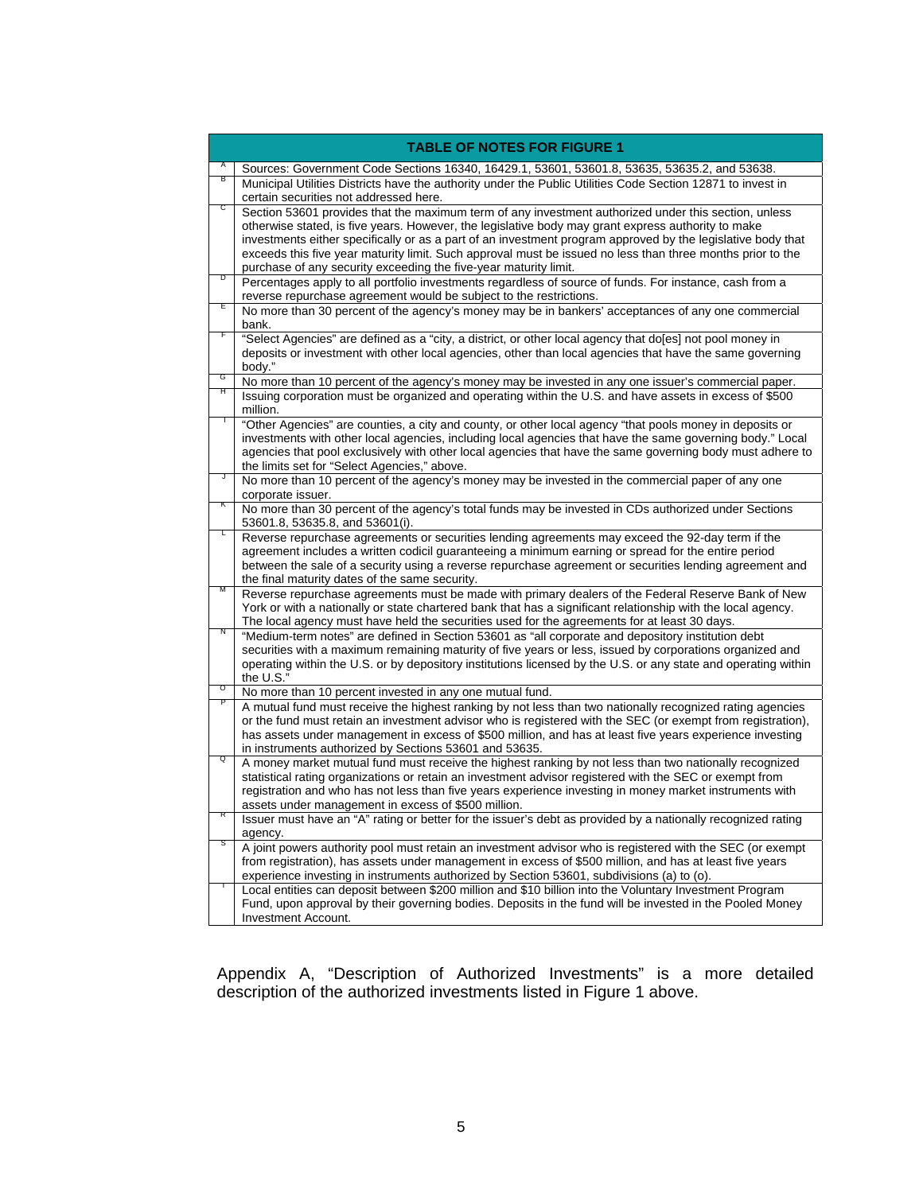| | TABLE OF NOTES FOR FIGURE 1 |
|---|---|
| A | Sources: Government Code Sections 16340, 16429.1, 53601, 53601.8, 53635, 53635.2, and 53638. |
| B | Municipal Utilities Districts have the authority under the Public Utilities Code Section 12871 to invest in certain securities not addressed here. |
| C | Section 53601 provides that the maximum term of any investment authorized under this section, unless otherwise stated, is five years. However, the legislative body may grant express authority to make investments either specifically or as a part of an investment program approved by the legislative body that exceeds this five year maturity limit. Such approval must be issued no less than three months prior to the purchase of any security exceeding the five-year maturity limit. |
| D | Percentages apply to all portfolio investments regardless of source of funds. For instance, cash from a reverse repurchase agreement would be subject to the restrictions. |
| E | No more than 30 percent of the agency's money may be in bankers' acceptances of any one commercial bank. |
| F | "Select Agencies" are defined as a "city, a district, or other local agency that do[es] not pool money in deposits or investment with other local agencies, other than local agencies that have the same governing body." |
| G | No more than 10 percent of the agency's money may be invested in any one issuer's commercial paper. |
| H | Issuing corporation must be organized and operating within the U.S. and have assets in excess of $500 million. |
| I | "Other Agencies" are counties, a city and county, or other local agency "that pools money in deposits or investments with other local agencies, including local agencies that have the same governing body." Local agencies that pool exclusively with other local agencies that have the same governing body must adhere to the limits set for "Select Agencies," above. |
| J | No more than 10 percent of the agency's money may be invested in the commercial paper of any one corporate issuer. |
| K | No more than 30 percent of the agency's total funds may be invested in CDs authorized under Sections 53601.8, 53635.8, and 53601(i). |
| L | Reverse repurchase agreements or securities lending agreements may exceed the 92-day term if the agreement includes a written codicil guaranteeing a minimum earning or spread for the entire period between the sale of a security using a reverse repurchase agreement or securities lending agreement and the final maturity dates of the same security. |
| M | Reverse repurchase agreements must be made with primary dealers of the Federal Reserve Bank of New York or with a nationally or state chartered bank that has a significant relationship with the local agency. The local agency must have held the securities used for the agreements for at least 30 days. |
| N | "Medium-term notes" are defined in Section 53601 as "all corporate and depository institution debt securities with a maximum remaining maturity of five years or less, issued by corporations organized and operating within the U.S. or by depository institutions licensed by the U.S. or any state and operating within the U.S." |
| O | No more than 10 percent invested in any one mutual fund. |
| P | A mutual fund must receive the highest ranking by not less than two nationally recognized rating agencies or the fund must retain an investment advisor who is registered with the SEC (or exempt from registration), has assets under management in excess of $500 million, and has at least five years experience investing in instruments authorized by Sections 53601 and 53635. |
| Q | A money market mutual fund must receive the highest ranking by not less than two nationally recognized statistical rating organizations or retain an investment advisor registered with the SEC or exempt from registration and who has not less than five years experience investing in money market instruments with assets under management in excess of $500 million. |
| R | Issuer must have an "A" rating or better for the issuer's debt as provided by a nationally recognized rating agency. |
| S | A joint powers authority pool must retain an investment advisor who is registered with the SEC (or exempt from registration), has assets under management in excess of $500 million, and has at least five years experience investing in instruments authorized by Section 53601, subdivisions (a) to (o). |
| T | Local entities can deposit between $200 million and $10 billion into the Voluntary Investment Program Fund, upon approval by their governing bodies. Deposits in the fund will be invested in the Pooled Money Investment Account. |

Appendix A, "Description of Authorized Investments" is a more detailed description of the authorized investments listed in Figure 1 above.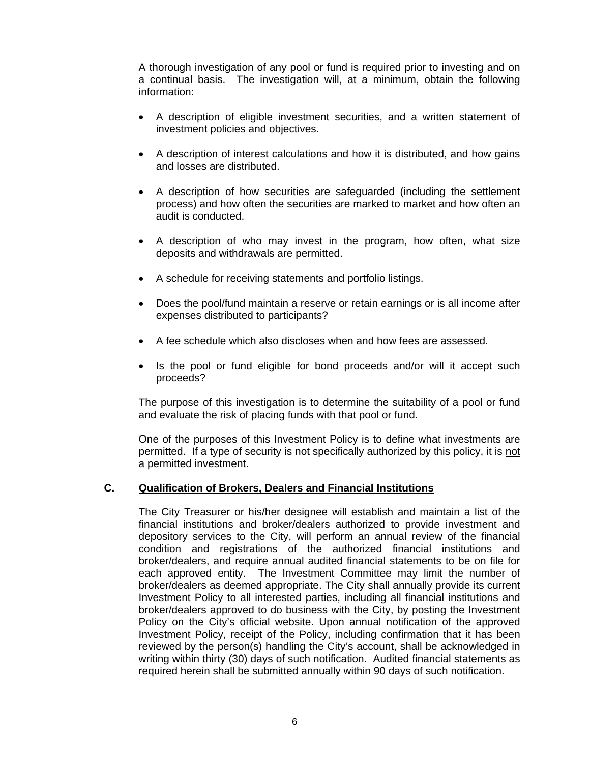A thorough investigation of any pool or fund is required prior to investing and on a continual basis. The investigation will, at a minimum, obtain the following information:

- A description of eligible investment securities, and a written statement of investment policies and objectives.
- A description of interest calculations and how it is distributed, and how gains and losses are distributed.
- A description of how securities are safeguarded (including the settlement process) and how often the securities are marked to market and how often an audit is conducted.
- A description of who may invest in the program, how often, what size deposits and withdrawals are permitted.
- A schedule for receiving statements and portfolio listings.
- Does the pool/fund maintain a reserve or retain earnings or is all income after expenses distributed to participants?
- A fee schedule which also discloses when and how fees are assessed.
- Is the pool or fund eligible for bond proceeds and/or will it accept such proceeds?

The purpose of this investigation is to determine the suitability of a pool or fund and evaluate the risk of placing funds with that pool or fund.

One of the purposes of this Investment Policy is to define what investments are permitted. If a type of security is not specifically authorized by this policy, it is <u>not</u> a permitted investment.

### C. <u>Qualification of Brokers, Dealers and Financial Institutions</u>

The City Treasurer or his/her designee will establish and maintain a list of the financial institutions and broker/dealers authorized to provide investment and depository services to the City, will perform an annual review of the financial condition and registrations of the authorized financial institutions and broker/dealers, and require annual audited financial statements to be on file for each approved entity. The Investment Committee may limit the number of broker/dealers as deemed appropriate. The City shall annually provide its current Investment Policy to all interested parties, including all financial institutions and broker/dealers approved to do business with the City, by posting the Investment Policy on the City's official website. Upon annual notification of the approved Investment Policy, receipt of the Policy, including confirmation that it has been reviewed by the person(s) handling the City's account, shall be acknowledged in writing within thirty (30) days of such notification. Audited financial statements as required herein shall be submitted annually within 90 days of such notification.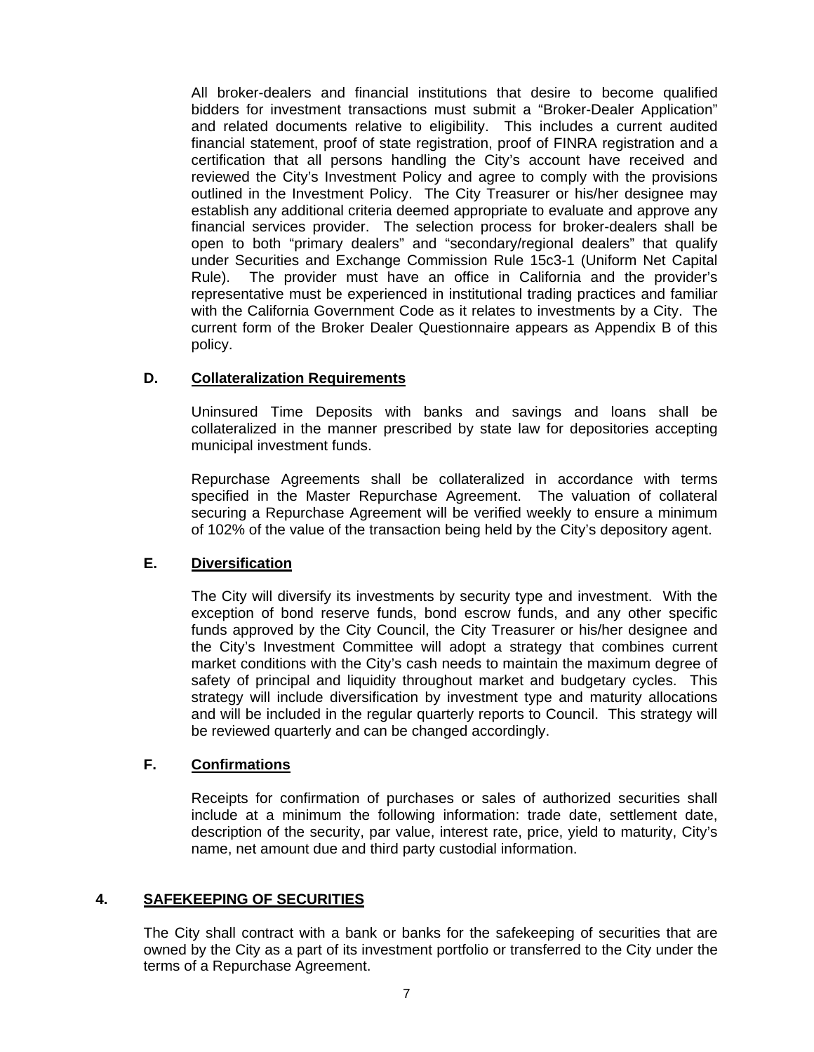All broker-dealers and financial institutions that desire to become qualified bidders for investment transactions must submit a "Broker-Dealer Application" and related documents relative to eligibility. This includes a current audited financial statement, proof of state registration, proof of FINRA registration and a certification that all persons handling the City's account have received and reviewed the City's Investment Policy and agree to comply with the provisions outlined in the Investment Policy. The City Treasurer or his/her designee may establish any additional criteria deemed appropriate to evaluate and approve any financial services provider. The selection process for broker-dealers shall be open to both "primary dealers" and "secondary/regional dealers" that qualify under Securities and Exchange Commission Rule 15c3-1 (Uniform Net Capital Rule). The provider must have an office in California and the provider's representative must be experienced in institutional trading practices and familiar with the California Government Code as it relates to investments by a City. The current form of the Broker Dealer Questionnaire appears as Appendix B of this policy.

### D. Collateralization Requirements

Uninsured Time Deposits with banks and savings and loans shall be collateralized in the manner prescribed by state law for depositories accepting municipal investment funds.

Repurchase Agreements shall be collateralized in accordance with terms specified in the Master Repurchase Agreement. The valuation of collateral securing a Repurchase Agreement will be verified weekly to ensure a minimum of 102% of the value of the transaction being held by the City's depository agent.

### E. Diversification

The City will diversify its investments by security type and investment. With the exception of bond reserve funds, bond escrow funds, and any other specific funds approved by the City Council, the City Treasurer or his/her designee and the City's Investment Committee will adopt a strategy that combines current market conditions with the City's cash needs to maintain the maximum degree of safety of principal and liquidity throughout market and budgetary cycles. This strategy will include diversification by investment type and maturity allocations and will be included in the regular quarterly reports to Council. This strategy will be reviewed quarterly and can be changed accordingly.

### F. Confirmations

Receipts for confirmation of purchases or sales of authorized securities shall include at a minimum the following information: trade date, settlement date, description of the security, par value, interest rate, price, yield to maturity, City's name, net amount due and third party custodial information.

## 4. SAFEKEEPING OF SECURITIES

The City shall contract with a bank or banks for the safekeeping of securities that are owned by the City as a part of its investment portfolio or transferred to the City under the terms of a Repurchase Agreement.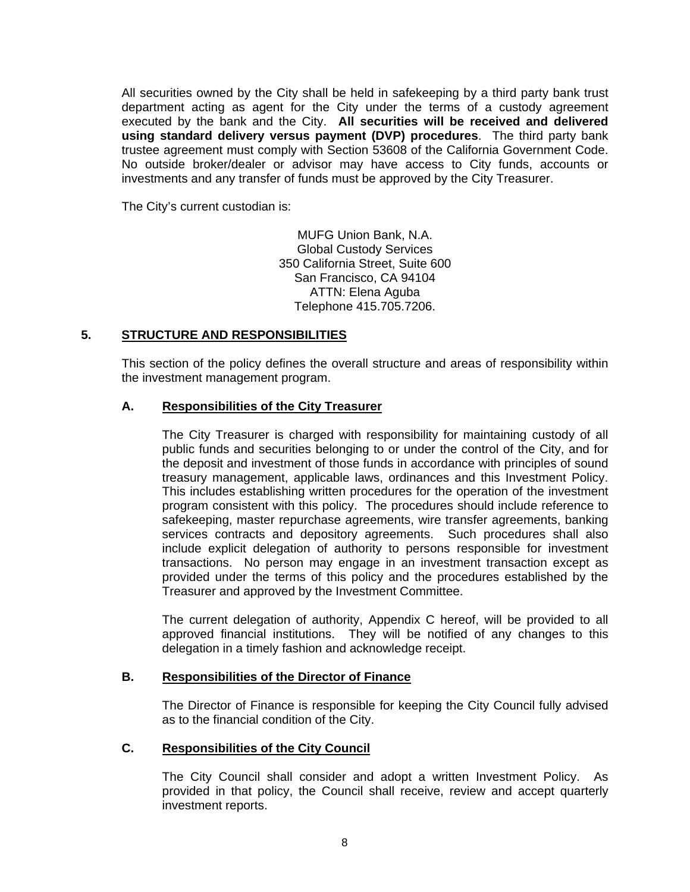All securities owned by the City shall be held in safekeeping by a third party bank trust department acting as agent for the City under the terms of a custody agreement executed by the bank and the City. **All securities will be received and delivered using standard delivery versus payment (DVP) procedures**. The third party bank trustee agreement must comply with Section 53608 of the California Government Code. No outside broker/dealer or advisor may have access to City funds, accounts or investments and any transfer of funds must be approved by the City Treasurer.

The City's current custodian is:

MUFG Union Bank, N.A.
Global Custody Services
350 California Street, Suite 600
San Francisco, CA 94104
ATTN: Elena Aguba
Telephone 415.705.7206.

## 5. STRUCTURE AND RESPONSIBILITIES

This section of the policy defines the overall structure and areas of responsibility within the investment management program.

### A. Responsibilities of the City Treasurer

The City Treasurer is charged with responsibility for maintaining custody of all public funds and securities belonging to or under the control of the City, and for the deposit and investment of those funds in accordance with principles of sound treasury management, applicable laws, ordinances and this Investment Policy. This includes establishing written procedures for the operation of the investment program consistent with this policy. The procedures should include reference to safekeeping, master repurchase agreements, wire transfer agreements, banking services contracts and depository agreements. Such procedures shall also include explicit delegation of authority to persons responsible for investment transactions. No person may engage in an investment transaction except as provided under the terms of this policy and the procedures established by the Treasurer and approved by the Investment Committee.

The current delegation of authority, Appendix C hereof, will be provided to all approved financial institutions. They will be notified of any changes to this delegation in a timely fashion and acknowledge receipt.

### B. Responsibilities of the Director of Finance

The Director of Finance is responsible for keeping the City Council fully advised as to the financial condition of the City.

### C. Responsibilities of the City Council

The City Council shall consider and adopt a written Investment Policy. As provided in that policy, the Council shall receive, review and accept quarterly investment reports.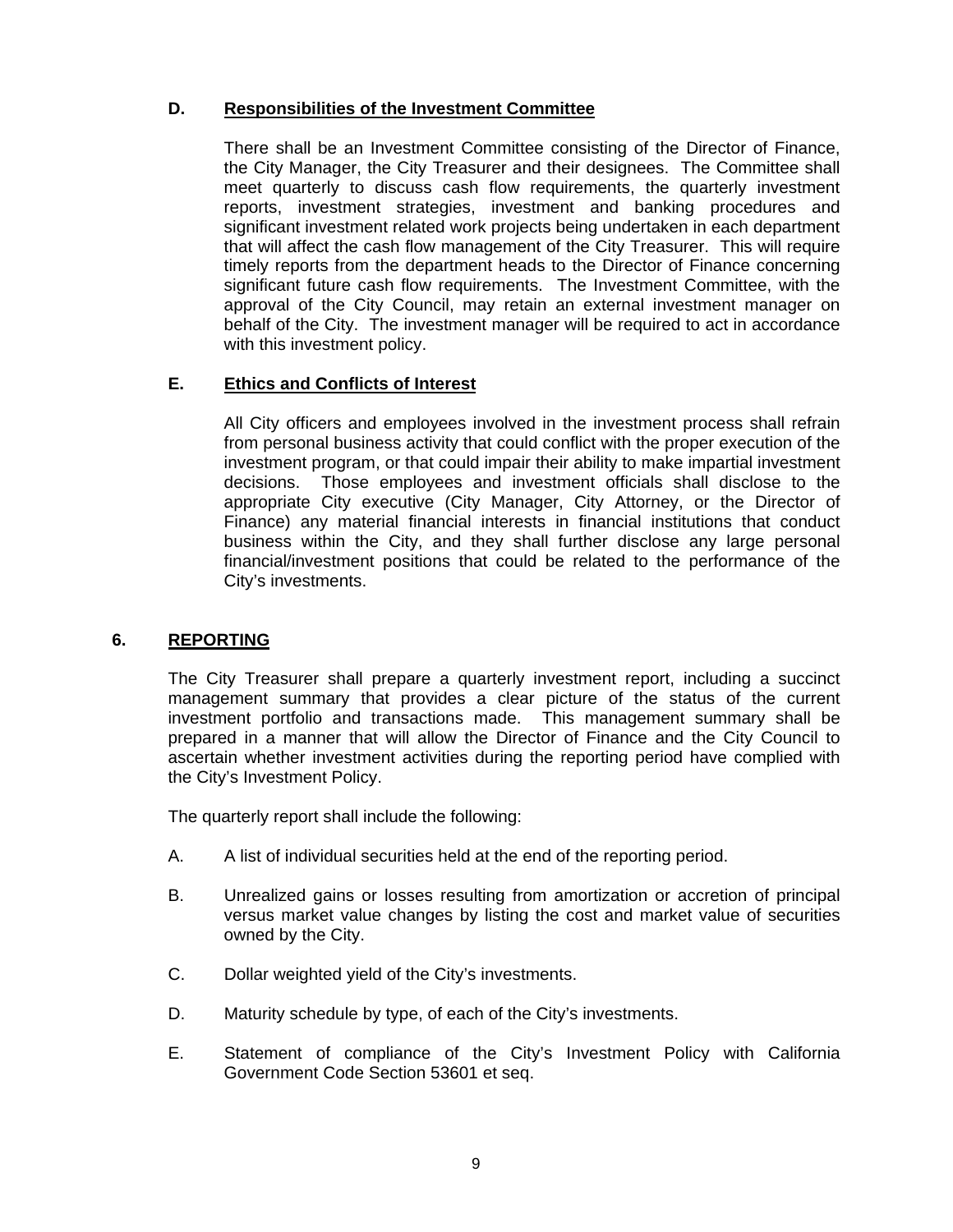### D. Responsibilities of the Investment Committee

There shall be an Investment Committee consisting of the Director of Finance, the City Manager, the City Treasurer and their designees. The Committee shall meet quarterly to discuss cash flow requirements, the quarterly investment reports, investment strategies, investment and banking procedures and significant investment related work projects being undertaken in each department that will affect the cash flow management of the City Treasurer. This will require timely reports from the department heads to the Director of Finance concerning significant future cash flow requirements. The Investment Committee, with the approval of the City Council, may retain an external investment manager on behalf of the City. The investment manager will be required to act in accordance with this investment policy.

### E. Ethics and Conflicts of Interest

All City officers and employees involved in the investment process shall refrain from personal business activity that could conflict with the proper execution of the investment program, or that could impair their ability to make impartial investment decisions. Those employees and investment officials shall disclose to the appropriate City executive (City Manager, City Attorney, or the Director of Finance) any material financial interests in financial institutions that conduct business within the City, and they shall further disclose any large personal financial/investment positions that could be related to the performance of the City's investments.

## 6. REPORTING

The City Treasurer shall prepare a quarterly investment report, including a succinct management summary that provides a clear picture of the status of the current investment portfolio and transactions made. This management summary shall be prepared in a manner that will allow the Director of Finance and the City Council to ascertain whether investment activities during the reporting period have complied with the City's Investment Policy.

The quarterly report shall include the following:

A. A list of individual securities held at the end of the reporting period.

B. Unrealized gains or losses resulting from amortization or accretion of principal versus market value changes by listing the cost and market value of securities owned by the City.

C. Dollar weighted yield of the City's investments.

D. Maturity schedule by type, of each of the City's investments.

E. Statement of compliance of the City's Investment Policy with California Government Code Section 53601 et seq.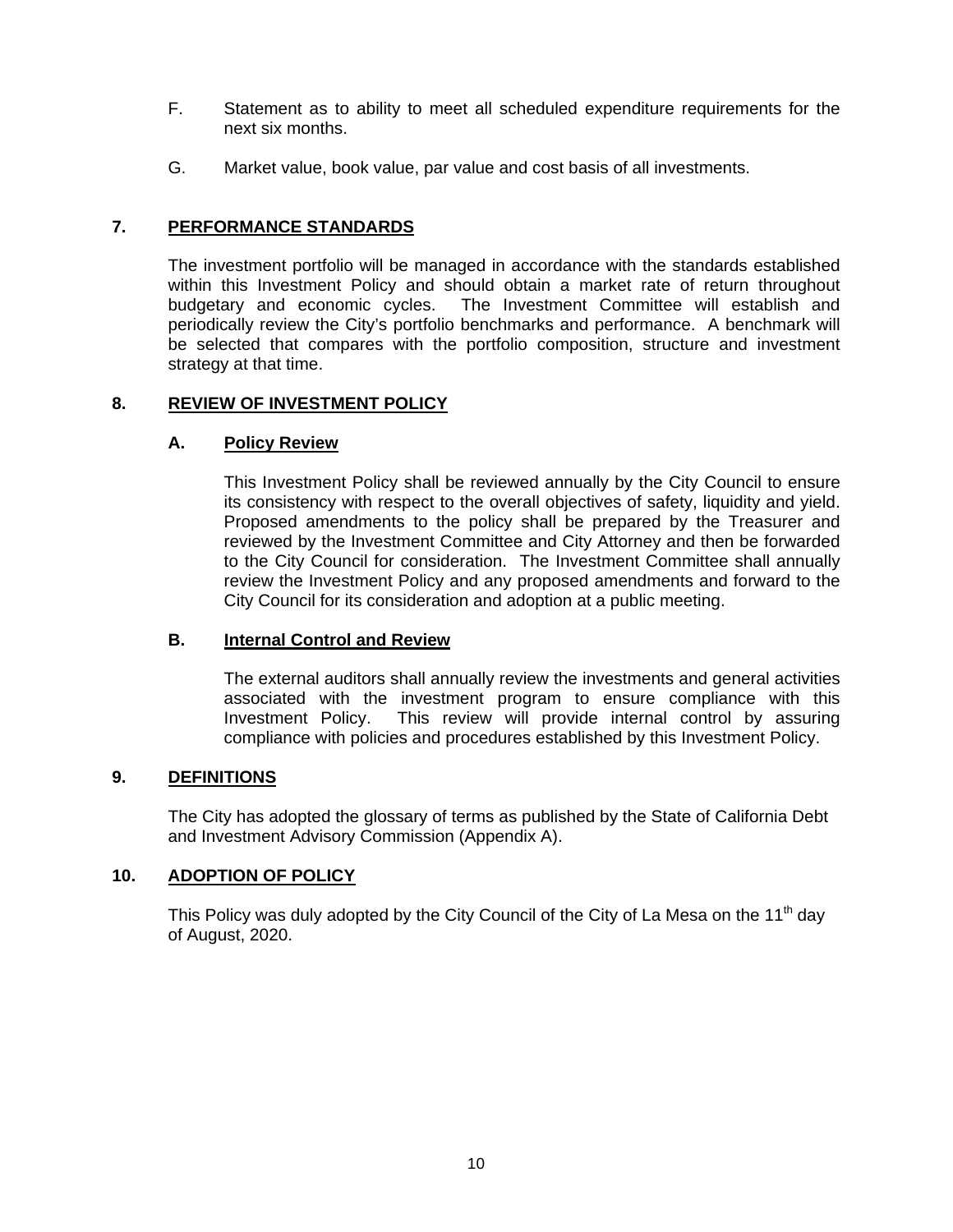F. Statement as to ability to meet all scheduled expenditure requirements for the next six months.

G. Market value, book value, par value and cost basis of all investments.

## 7. PERFORMANCE STANDARDS

The investment portfolio will be managed in accordance with the standards established within this Investment Policy and should obtain a market rate of return throughout budgetary and economic cycles. The Investment Committee will establish and periodically review the City's portfolio benchmarks and performance. A benchmark will be selected that compares with the portfolio composition, structure and investment strategy at that time.

## 8. REVIEW OF INVESTMENT POLICY

### A. Policy Review

This Investment Policy shall be reviewed annually by the City Council to ensure its consistency with respect to the overall objectives of safety, liquidity and yield. Proposed amendments to the policy shall be prepared by the Treasurer and reviewed by the Investment Committee and City Attorney and then be forwarded to the City Council for consideration. The Investment Committee shall annually review the Investment Policy and any proposed amendments and forward to the City Council for its consideration and adoption at a public meeting.

### B. Internal Control and Review

The external auditors shall annually review the investments and general activities associated with the investment program to ensure compliance with this Investment Policy. This review will provide internal control by assuring compliance with policies and procedures established by this Investment Policy.

## 9. DEFINITIONS

The City has adopted the glossary of terms as published by the State of California Debt and Investment Advisory Commission (Appendix A).

## 10. ADOPTION OF POLICY

This Policy was duly adopted by the City Council of the City of La Mesa on the 11th day of August, 2020.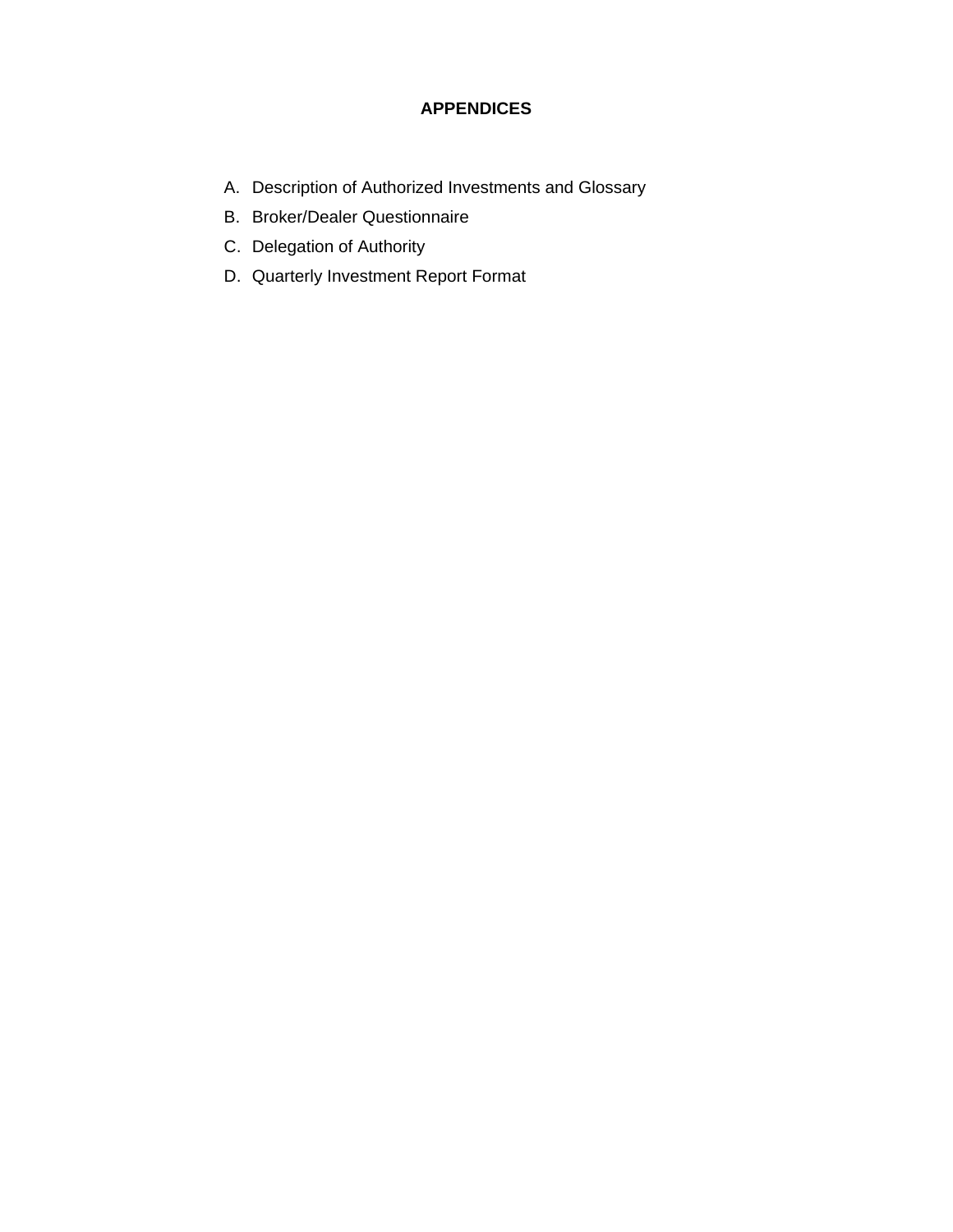# APPENDICES

A. Description of Authorized Investments and Glossary
B. Broker/Dealer Questionnaire
C. Delegation of Authority
D. Quarterly Investment Report Format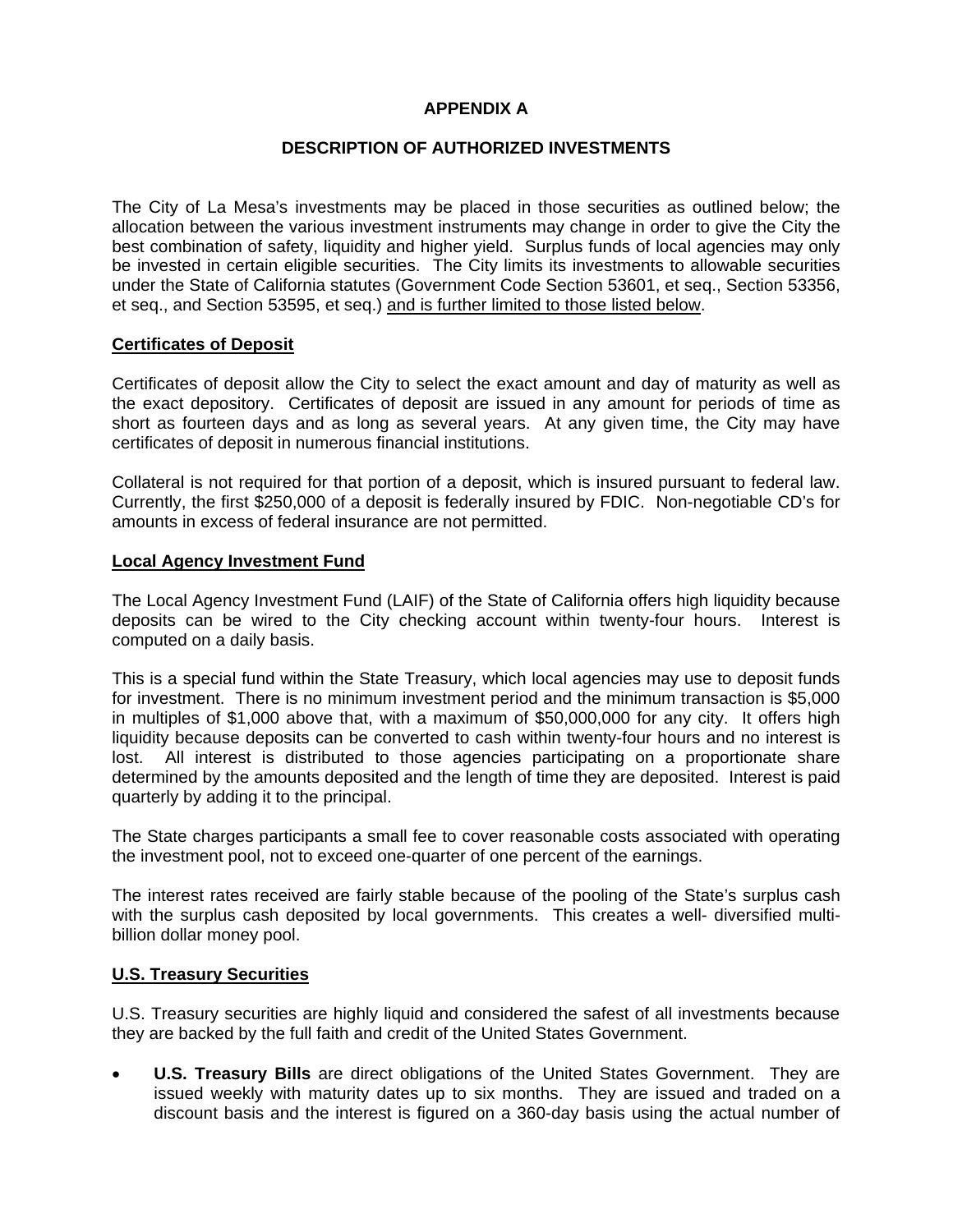## APPENDIX A

## DESCRIPTION OF AUTHORIZED INVESTMENTS

The City of La Mesa's investments may be placed in those securities as outlined below; the allocation between the various investment instruments may change in order to give the City the best combination of safety, liquidity and higher yield. Surplus funds of local agencies may only be invested in certain eligible securities. The City limits its investments to allowable securities under the State of California statutes (Government Code Section 53601, et seq., Section 53356, et seq., and Section 53595, et seq.) <u>and is further limited to those listed below</u>.

### <u>Certificates of Deposit</u>

Certificates of deposit allow the City to select the exact amount and day of maturity as well as the exact depository. Certificates of deposit are issued in any amount for periods of time as short as fourteen days and as long as several years. At any given time, the City may have certificates of deposit in numerous financial institutions.

Collateral is not required for that portion of a deposit, which is insured pursuant to federal law. Currently, the first $250,000 of a deposit is federally insured by FDIC. Non-negotiable CD's for amounts in excess of federal insurance are not permitted.

### <u>Local Agency Investment Fund</u>

The Local Agency Investment Fund (LAIF) of the State of California offers high liquidity because deposits can be wired to the City checking account within twenty-four hours. Interest is computed on a daily basis.

This is a special fund within the State Treasury, which local agencies may use to deposit funds for investment. There is no minimum investment period and the minimum transaction is $5,000 in multiples of $1,000 above that, with a maximum of $50,000,000 for any city. It offers high liquidity because deposits can be converted to cash within twenty-four hours and no interest is lost. All interest is distributed to those agencies participating on a proportionate share determined by the amounts deposited and the length of time they are deposited. Interest is paid quarterly by adding it to the principal.

The State charges participants a small fee to cover reasonable costs associated with operating the investment pool, not to exceed one-quarter of one percent of the earnings.

The interest rates received are fairly stable because of the pooling of the State's surplus cash with the surplus cash deposited by local governments. This creates a well- diversified multi-billion dollar money pool.

### <u>U.S. Treasury Securities</u>

U.S. Treasury securities are highly liquid and considered the safest of all investments because they are backed by the full faith and credit of the United States Government.

- **U.S. Treasury Bills** are direct obligations of the United States Government. They are issued weekly with maturity dates up to six months. They are issued and traded on a discount basis and the interest is figured on a 360-day basis using the actual number of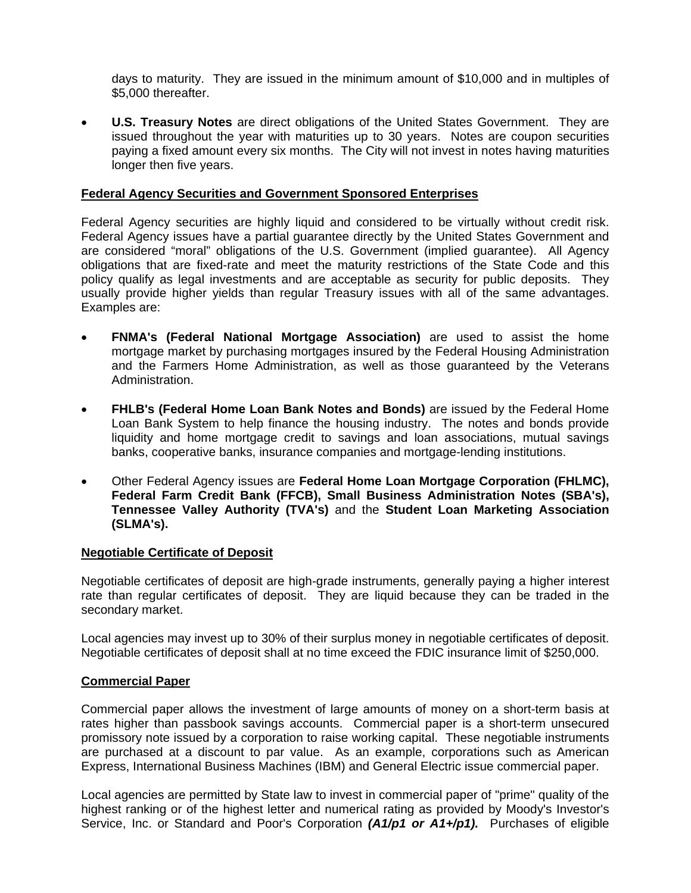days to maturity. They are issued in the minimum amount of $10,000 and in multiples of $5,000 thereafter.

- **U.S. Treasury Notes** are direct obligations of the United States Government. They are issued throughout the year with maturities up to 30 years. Notes are coupon securities paying a fixed amount every six months. The City will not invest in notes having maturities longer then five years.

**Federal Agency Securities and Government Sponsored Enterprises**

Federal Agency securities are highly liquid and considered to be virtually without credit risk. Federal Agency issues have a partial guarantee directly by the United States Government and are considered "moral" obligations of the U.S. Government (implied guarantee). All Agency obligations that are fixed-rate and meet the maturity restrictions of the State Code and this policy qualify as legal investments and are acceptable as security for public deposits. They usually provide higher yields than regular Treasury issues with all of the same advantages. Examples are:

- **FNMA's (Federal National Mortgage Association)** are used to assist the home mortgage market by purchasing mortgages insured by the Federal Housing Administration and the Farmers Home Administration, as well as those guaranteed by the Veterans Administration.

- **FHLB's (Federal Home Loan Bank Notes and Bonds)** are issued by the Federal Home Loan Bank System to help finance the housing industry. The notes and bonds provide liquidity and home mortgage credit to savings and loan associations, mutual savings banks, cooperative banks, insurance companies and mortgage-lending institutions.

- Other Federal Agency issues are **Federal Home Loan Mortgage Corporation (FHLMC), Federal Farm Credit Bank (FFCB), Small Business Administration Notes (SBA's), Tennessee Valley Authority (TVA's)** and the **Student Loan Marketing Association (SLMA's).**

**Negotiable Certificate of Deposit**

Negotiable certificates of deposit are high-grade instruments, generally paying a higher interest rate than regular certificates of deposit. They are liquid because they can be traded in the secondary market.

Local agencies may invest up to 30% of their surplus money in negotiable certificates of deposit. Negotiable certificates of deposit shall at no time exceed the FDIC insurance limit of $250,000.

**Commercial Paper**

Commercial paper allows the investment of large amounts of money on a short-term basis at rates higher than passbook savings accounts. Commercial paper is a short-term unsecured promissory note issued by a corporation to raise working capital. These negotiable instruments are purchased at a discount to par value. As an example, corporations such as American Express, International Business Machines (IBM) and General Electric issue commercial paper.

Local agencies are permitted by State law to invest in commercial paper of "prime" quality of the highest ranking or of the highest letter and numerical rating as provided by Moody's Investor's Service, Inc. or Standard and Poor's Corporation ***(A1/p1 or A1+/p1).*** Purchases of eligible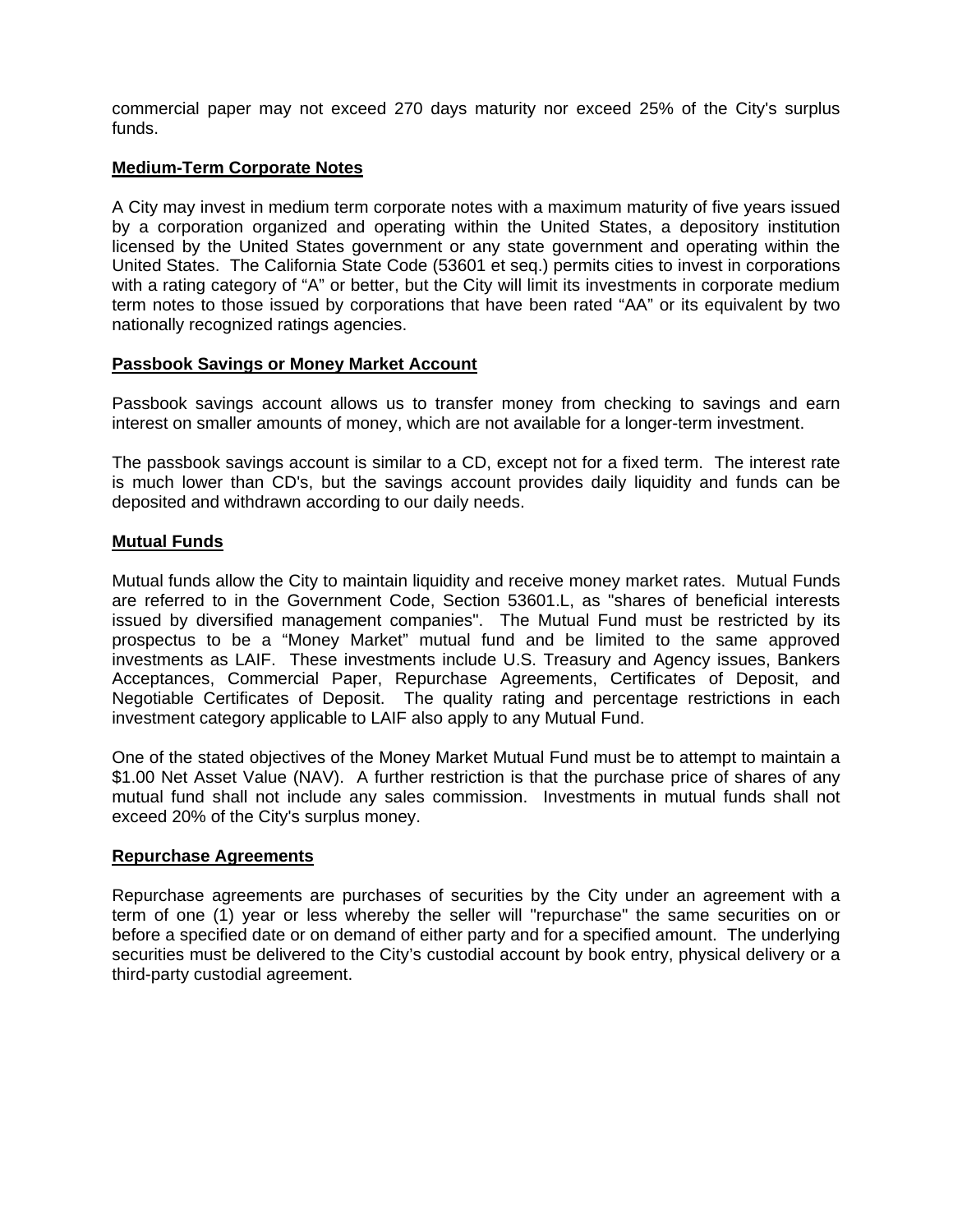commercial paper may not exceed 270 days maturity nor exceed 25% of the City's surplus funds.

**Medium-Term Corporate Notes**

A City may invest in medium term corporate notes with a maximum maturity of five years issued by a corporation organized and operating within the United States, a depository institution licensed by the United States government or any state government and operating within the United States. The California State Code (53601 et seq.) permits cities to invest in corporations with a rating category of "A" or better, but the City will limit its investments in corporate medium term notes to those issued by corporations that have been rated "AA" or its equivalent by two nationally recognized ratings agencies.

**Passbook Savings or Money Market Account**

Passbook savings account allows us to transfer money from checking to savings and earn interest on smaller amounts of money, which are not available for a longer-term investment.

The passbook savings account is similar to a CD, except not for a fixed term. The interest rate is much lower than CD's, but the savings account provides daily liquidity and funds can be deposited and withdrawn according to our daily needs.

**Mutual Funds**

Mutual funds allow the City to maintain liquidity and receive money market rates. Mutual Funds are referred to in the Government Code, Section 53601.L, as "shares of beneficial interests issued by diversified management companies". The Mutual Fund must be restricted by its prospectus to be a "Money Market" mutual fund and be limited to the same approved investments as LAIF. These investments include U.S. Treasury and Agency issues, Bankers Acceptances, Commercial Paper, Repurchase Agreements, Certificates of Deposit, and Negotiable Certificates of Deposit. The quality rating and percentage restrictions in each investment category applicable to LAIF also apply to any Mutual Fund.

One of the stated objectives of the Money Market Mutual Fund must be to attempt to maintain a $1.00 Net Asset Value (NAV). A further restriction is that the purchase price of shares of any mutual fund shall not include any sales commission. Investments in mutual funds shall not exceed 20% of the City's surplus money.

**Repurchase Agreements**

Repurchase agreements are purchases of securities by the City under an agreement with a term of one (1) year or less whereby the seller will "repurchase" the same securities on or before a specified date or on demand of either party and for a specified amount. The underlying securities must be delivered to the City's custodial account by book entry, physical delivery or a third-party custodial agreement.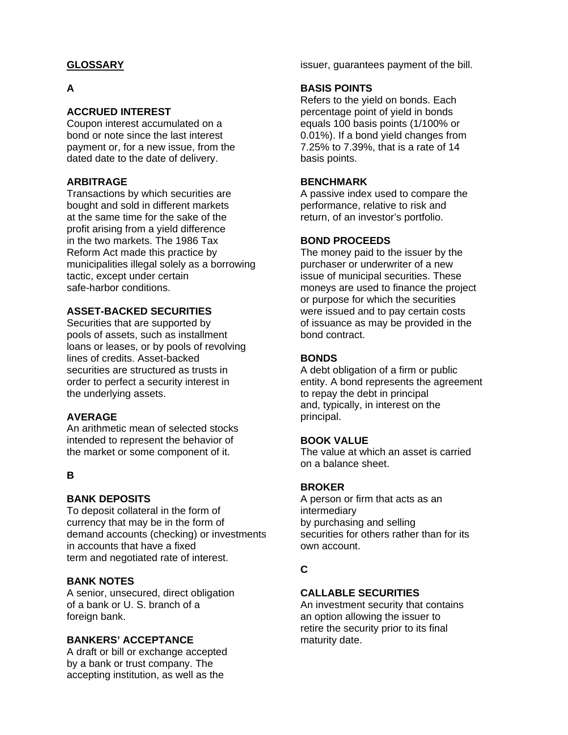## GLOSSARY

### A

**ACCRUED INTEREST**
Coupon interest accumulated on a bond or note since the last interest payment or, for a new issue, from the dated date to the date of delivery.

**ARBITRAGE**
Transactions by which securities are bought and sold in different markets at the same time for the sake of the profit arising from a yield difference in the two markets. The 1986 Tax Reform Act made this practice by municipalities illegal solely as a borrowing tactic, except under certain safe-harbor conditions.

**ASSET-BACKED SECURITIES**
Securities that are supported by pools of assets, such as installment loans or leases, or by pools of revolving lines of credits. Asset-backed securities are structured as trusts in order to perfect a security interest in the underlying assets.

**AVERAGE**
An arithmetic mean of selected stocks intended to represent the behavior of the market or some component of it.

### B

**BANK DEPOSITS**
To deposit collateral in the form of currency that may be in the form of demand accounts (checking) or investments in accounts that have a fixed term and negotiated rate of interest.

**BANK NOTES**
A senior, unsecured, direct obligation of a bank or U. S. branch of a foreign bank.

**BANKERS' ACCEPTANCE**
A draft or bill or exchange accepted by a bank or trust company. The accepting institution, as well as the issuer, guarantees payment of the bill.

**BASIS POINTS**
Refers to the yield on bonds. Each percentage point of yield in bonds equals 100 basis points (1/100% or 0.01%). If a bond yield changes from 7.25% to 7.39%, that is a rate of 14 basis points.

**BENCHMARK**
A passive index used to compare the performance, relative to risk and return, of an investor's portfolio.

**BOND PROCEEDS**
The money paid to the issuer by the purchaser or underwriter of a new issue of municipal securities. These moneys are used to finance the project or purpose for which the securities were issued and to pay certain costs of issuance as may be provided in the bond contract.

**BONDS**
A debt obligation of a firm or public entity. A bond represents the agreement to repay the debt in principal and, typically, in interest on the principal.

**BOOK VALUE**
The value at which an asset is carried on a balance sheet.

**BROKER**
A person or firm that acts as an intermediary by purchasing and selling securities for others rather than for its own account.

### C

**CALLABLE SECURITIES**
An investment security that contains an option allowing the issuer to retire the security prior to its final maturity date.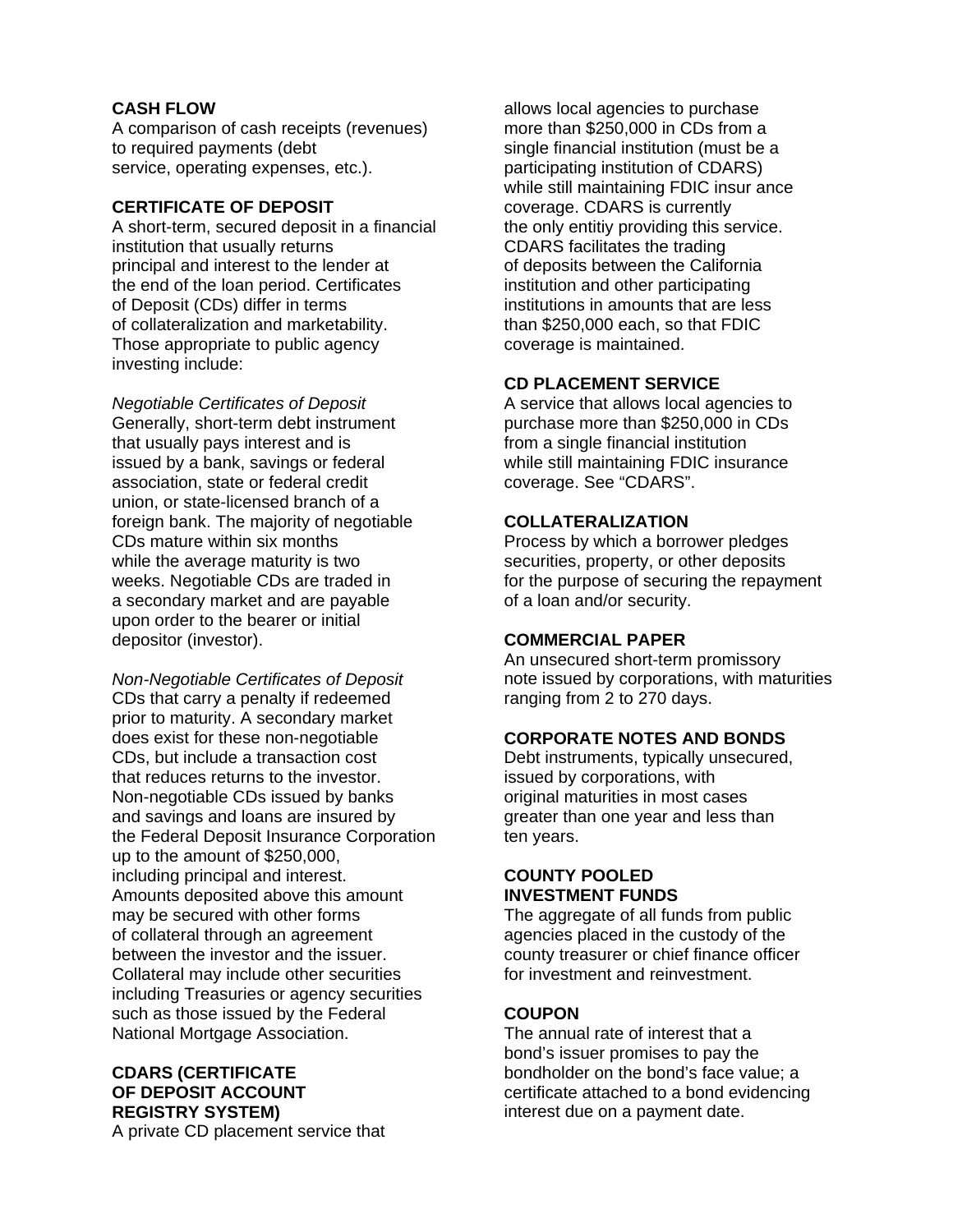**CASH FLOW**
A comparison of cash receipts (revenues) to required payments (debt service, operating expenses, etc.).

**CERTIFICATE OF DEPOSIT**
A short-term, secured deposit in a financial institution that usually returns principal and interest to the lender at the end of the loan period. Certificates of Deposit (CDs) differ in terms of collateralization and marketability. Those appropriate to public agency investing include:

*Negotiable Certificates of Deposit*
Generally, short-term debt instrument that usually pays interest and is issued by a bank, savings or federal association, state or federal credit union, or state-licensed branch of a foreign bank. The majority of negotiable CDs mature within six months while the average maturity is two weeks. Negotiable CDs are traded in a secondary market and are payable upon order to the bearer or initial depositor (investor).

*Non-Negotiable Certificates of Deposit*
CDs that carry a penalty if redeemed prior to maturity. A secondary market does exist for these non-negotiable CDs, but include a transaction cost that reduces returns to the investor. Non-negotiable CDs issued by banks and savings and loans are insured by the Federal Deposit Insurance Corporation up to the amount of $250,000, including principal and interest. Amounts deposited above this amount may be secured with other forms of collateral through an agreement between the investor and the issuer. Collateral may include other securities including Treasuries or agency securities such as those issued by the Federal National Mortgage Association.

**CDARS (CERTIFICATE OF DEPOSIT ACCOUNT REGISTRY SYSTEM)**
A private CD placement service that allows local agencies to purchase more than $250,000 in CDs from a single financial institution (must be a participating institution of CDARS) while still maintaining FDIC insur ance coverage. CDARS is currently the only entitiy providing this service. CDARS facilitates the trading of deposits between the California institution and other participating institutions in amounts that are less than $250,000 each, so that FDIC coverage is maintained.

**CD PLACEMENT SERVICE**
A service that allows local agencies to purchase more than $250,000 in CDs from a single financial institution while still maintaining FDIC insurance coverage. See "CDARS".

**COLLATERALIZATION**
Process by which a borrower pledges securities, property, or other deposits for the purpose of securing the repayment of a loan and/or security.

**COMMERCIAL PAPER**
An unsecured short-term promissory note issued by corporations, with maturities ranging from 2 to 270 days.

**CORPORATE NOTES AND BONDS**
Debt instruments, typically unsecured, issued by corporations, with original maturities in most cases greater than one year and less than ten years.

**COUNTY POOLED INVESTMENT FUNDS**
The aggregate of all funds from public agencies placed in the custody of the county treasurer or chief finance officer for investment and reinvestment.

**COUPON**
The annual rate of interest that a bond's issuer promises to pay the bondholder on the bond's face value; a certificate attached to a bond evidencing interest due on a payment date.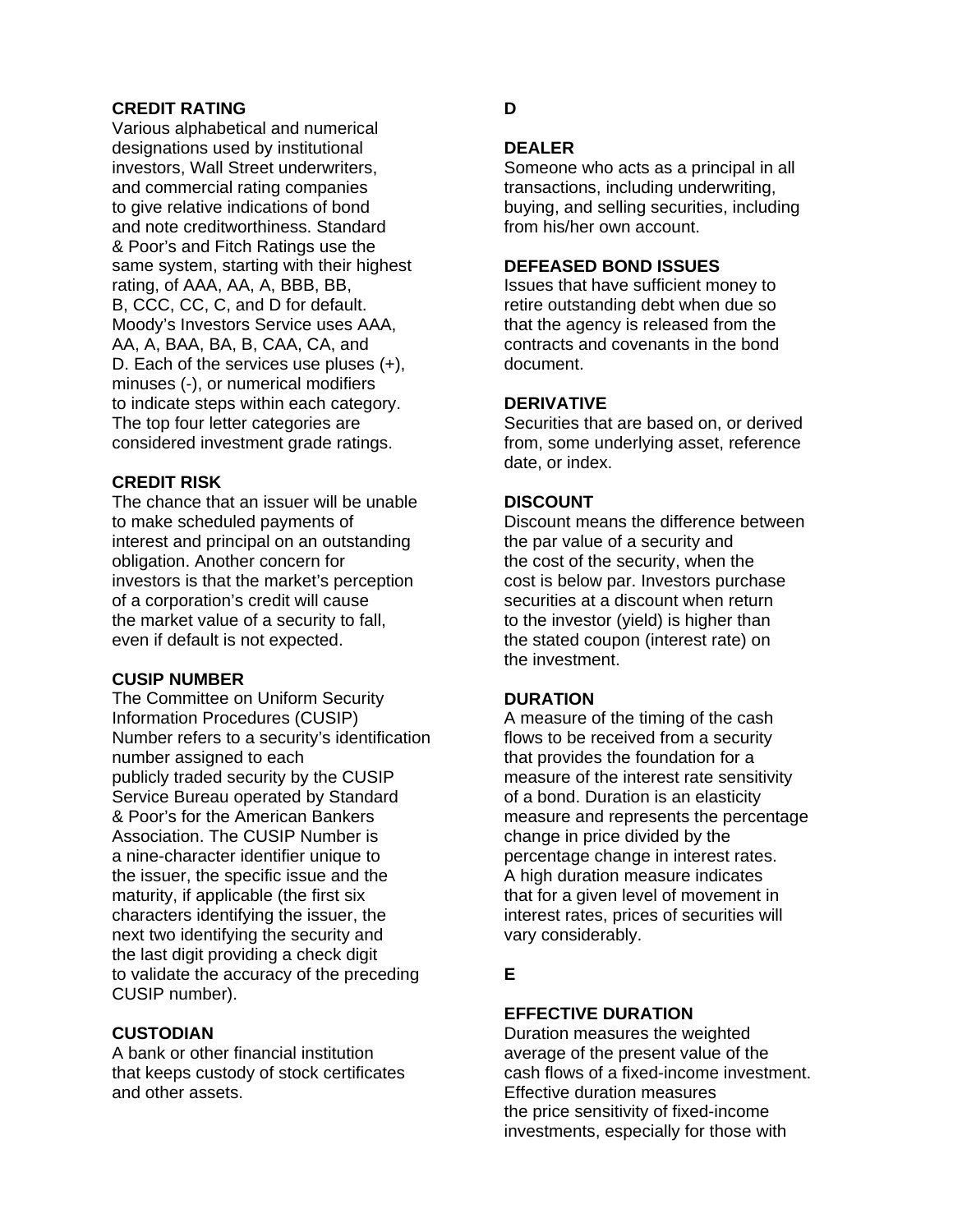**CREDIT RATING**
Various alphabetical and numerical designations used by institutional investors, Wall Street underwriters, and commercial rating companies to give relative indications of bond and note creditworthiness. Standard & Poor's and Fitch Ratings use the same system, starting with their highest rating, of AAA, AA, A, BBB, BB, B, CCC, CC, C, and D for default. Moody's Investors Service uses AAA, AA, A, BAA, BA, B, CAA, CA, and D. Each of the services use pluses (+), minuses (-), or numerical modifiers to indicate steps within each category. The top four letter categories are considered investment grade ratings.

**CREDIT RISK**
The chance that an issuer will be unable to make scheduled payments of interest and principal on an outstanding obligation. Another concern for investors is that the market's perception of a corporation's credit will cause the market value of a security to fall, even if default is not expected.

**CUSIP NUMBER**
The Committee on Uniform Security Information Procedures (CUSIP) Number refers to a security's identification number assigned to each publicly traded security by the CUSIP Service Bureau operated by Standard & Poor's for the American Bankers Association. The CUSIP Number is a nine-character identifier unique to the issuer, the specific issue and the maturity, if applicable (the first six characters identifying the issuer, the next two identifying the security and the last digit providing a check digit to validate the accuracy of the preceding CUSIP number).

**CUSTODIAN**
A bank or other financial institution that keeps custody of stock certificates and other assets.

**D**

**DEALER**
Someone who acts as a principal in all transactions, including underwriting, buying, and selling securities, including from his/her own account.

**DEFEASED BOND ISSUES**
Issues that have sufficient money to retire outstanding debt when due so that the agency is released from the contracts and covenants in the bond document.

**DERIVATIVE**
Securities that are based on, or derived from, some underlying asset, reference date, or index.

**DISCOUNT**
Discount means the difference between the par value of a security and the cost of the security, when the cost is below par. Investors purchase securities at a discount when return to the investor (yield) is higher than the stated coupon (interest rate) on the investment.

**DURATION**
A measure of the timing of the cash flows to be received from a security that provides the foundation for a measure of the interest rate sensitivity of a bond. Duration is an elasticity measure and represents the percentage change in price divided by the percentage change in interest rates. A high duration measure indicates that for a given level of movement in interest rates, prices of securities will vary considerably.

**E**

**EFFECTIVE DURATION**
Duration measures the weighted average of the present value of the cash flows of a fixed-income investment. Effective duration measures the price sensitivity of fixed-income investments, especially for those with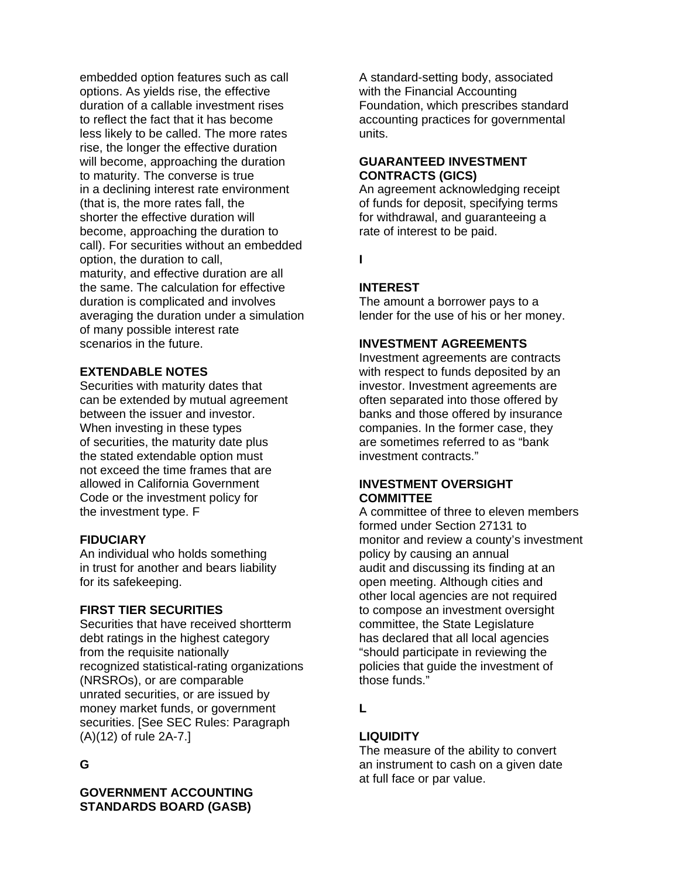embedded option features such as call options. As yields rise, the effective duration of a callable investment rises to reflect the fact that it has become less likely to be called. The more rates rise, the longer the effective duration will become, approaching the duration to maturity. The converse is true in a declining interest rate environment (that is, the more rates fall, the shorter the effective duration will become, approaching the duration to call). For securities without an embedded option, the duration to call, maturity, and effective duration are all the same. The calculation for effective duration is complicated and involves averaging the duration under a simulation of many possible interest rate scenarios in the future.

**EXTENDABLE NOTES**
Securities with maturity dates that can be extended by mutual agreement between the issuer and investor. When investing in these types of securities, the maturity date plus the stated extendable option must not exceed the time frames that are allowed in California Government Code or the investment policy for the investment type. F

**FIDUCIARY**
An individual who holds something in trust for another and bears liability for its safekeeping.

**FIRST TIER SECURITIES**
Securities that have received shortterm debt ratings in the highest category from the requisite nationally recognized statistical-rating organizations (NRSROs), or are comparable unrated securities, or are issued by money market funds, or government securities. [See SEC Rules: Paragraph (A)(12) of rule 2A-7.]

**G**

**GOVERNMENT ACCOUNTING STANDARDS BOARD (GASB)**
A standard-setting body, associated with the Financial Accounting Foundation, which prescribes standard accounting practices for governmental units.

**GUARANTEED INVESTMENT CONTRACTS (GICS)**
An agreement acknowledging receipt of funds for deposit, specifying terms for withdrawal, and guaranteeing a rate of interest to be paid.

**I**

**INTEREST**
The amount a borrower pays to a lender for the use of his or her money.

**INVESTMENT AGREEMENTS**
Investment agreements are contracts with respect to funds deposited by an investor. Investment agreements are often separated into those offered by banks and those offered by insurance companies. In the former case, they are sometimes referred to as "bank investment contracts."

**INVESTMENT OVERSIGHT COMMITTEE**
A committee of three to eleven members formed under Section 27131 to monitor and review a county's investment policy by causing an annual audit and discussing its finding at an open meeting. Although cities and other local agencies are not required to compose an investment oversight committee, the State Legislature has declared that all local agencies "should participate in reviewing the policies that guide the investment of those funds."

**L**

**LIQUIDITY**
The measure of the ability to convert an instrument to cash on a given date at full face or par value.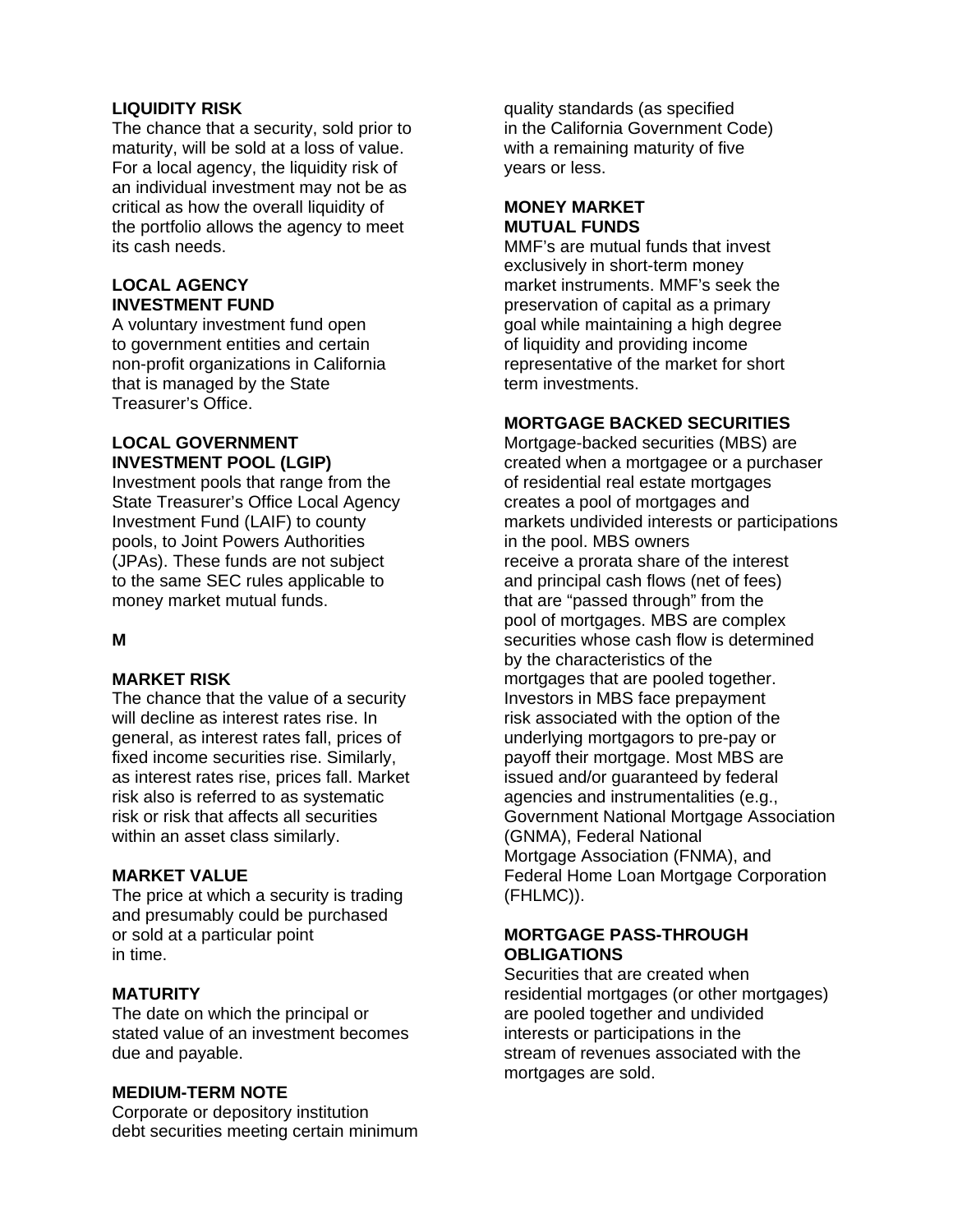**LIQUIDITY RISK**
The chance that a security, sold prior to maturity, will be sold at a loss of value. For a local agency, the liquidity risk of an individual investment may not be as critical as how the overall liquidity of the portfolio allows the agency to meet its cash needs.

**LOCAL AGENCY INVESTMENT FUND**
A voluntary investment fund open to government entities and certain non-profit organizations in California that is managed by the State Treasurer's Office.

**LOCAL GOVERNMENT INVESTMENT POOL (LGIP)**
Investment pools that range from the State Treasurer's Office Local Agency Investment Fund (LAIF) to county pools, to Joint Powers Authorities (JPAs). These funds are not subject to the same SEC rules applicable to money market mutual funds.

**M**

**MARKET RISK**
The chance that the value of a security will decline as interest rates rise. In general, as interest rates fall, prices of fixed income securities rise. Similarly, as interest rates rise, prices fall. Market risk also is referred to as systematic risk or risk that affects all securities within an asset class similarly.

**MARKET VALUE**
The price at which a security is trading and presumably could be purchased or sold at a particular point in time.

**MATURITY**
The date on which the principal or stated value of an investment becomes due and payable.

**MEDIUM-TERM NOTE**
Corporate or depository institution debt securities meeting certain minimum quality standards (as specified in the California Government Code) with a remaining maturity of five years or less.

**MONEY MARKET MUTUAL FUNDS**
MMF's are mutual funds that invest exclusively in short-term money market instruments. MMF's seek the preservation of capital as a primary goal while maintaining a high degree of liquidity and providing income representative of the market for short term investments.

**MORTGAGE BACKED SECURITIES**
Mortgage-backed securities (MBS) are created when a mortgagee or a purchaser of residential real estate mortgages creates a pool of mortgages and markets undivided interests or participations in the pool. MBS owners receive a prorata share of the interest and principal cash flows (net of fees) that are "passed through" from the pool of mortgages. MBS are complex securities whose cash flow is determined by the characteristics of the mortgages that are pooled together. Investors in MBS face prepayment risk associated with the option of the underlying mortgagors to pre-pay or payoff their mortgage. Most MBS are issued and/or guaranteed by federal agencies and instrumentalities (e.g., Government National Mortgage Association (GNMA), Federal National Mortgage Association (FNMA), and Federal Home Loan Mortgage Corporation (FHLMC)).

**MORTGAGE PASS-THROUGH OBLIGATIONS**
Securities that are created when residential mortgages (or other mortgages) are pooled together and undivided interests or participations in the stream of revenues associated with the mortgages are sold.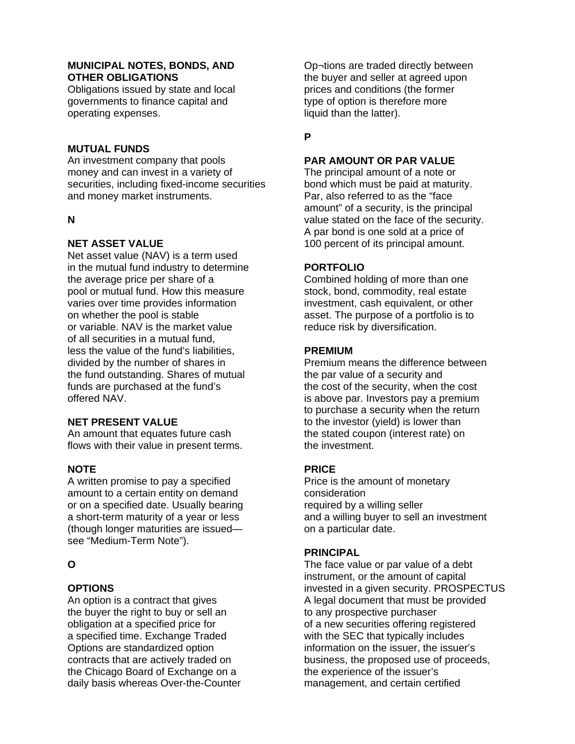**MUNICIPAL NOTES, BONDS, AND OTHER OBLIGATIONS**
Obligations issued by state and local governments to finance capital and operating expenses.

**MUTUAL FUNDS**
An investment company that pools money and can invest in a variety of securities, including fixed-income securities and money market instruments.

**N**

**NET ASSET VALUE**
Net asset value (NAV) is a term used in the mutual fund industry to determine the average price per share of a pool or mutual fund. How this measure varies over time provides information on whether the pool is stable or variable. NAV is the market value of all securities in a mutual fund, less the value of the fund's liabilities, divided by the number of shares in the fund outstanding. Shares of mutual funds are purchased at the fund's offered NAV.

**NET PRESENT VALUE**
An amount that equates future cash flows with their value in present terms.

**NOTE**
A written promise to pay a specified amount to a certain entity on demand or on a specified date. Usually bearing a short-term maturity of a year or less (though longer maturities are issued—see "Medium-Term Note").

**O**

**OPTIONS**
An option is a contract that gives the buyer the right to buy or sell an obligation at a specified price for a specified time. Exchange Traded Options are standardized option contracts that are actively traded on the Chicago Board of Exchange on a daily basis whereas Over-the-Counter Op¬tions are traded directly between the buyer and seller at agreed upon prices and conditions (the former type of option is therefore more liquid than the latter).

**P**

**PAR AMOUNT OR PAR VALUE**
The principal amount of a note or bond which must be paid at maturity. Par, also referred to as the "face amount" of a security, is the principal value stated on the face of the security. A par bond is one sold at a price of 100 percent of its principal amount.

**PORTFOLIO**
Combined holding of more than one stock, bond, commodity, real estate investment, cash equivalent, or other asset. The purpose of a portfolio is to reduce risk by diversification.

**PREMIUM**
Premium means the difference between the par value of a security and the cost of the security, when the cost is above par. Investors pay a premium to purchase a security when the return to the investor (yield) is lower than the stated coupon (interest rate) on the investment.

**PRICE**
Price is the amount of monetary consideration required by a willing seller and a willing buyer to sell an investment on a particular date.

**PRINCIPAL**
The face value or par value of a debt instrument, or the amount of capital invested in a given security. PROSPECTUS A legal document that must be provided to any prospective purchaser of a new securities offering registered with the SEC that typically includes information on the issuer, the issuer's business, the proposed use of proceeds, the experience of the issuer's management, and certain certified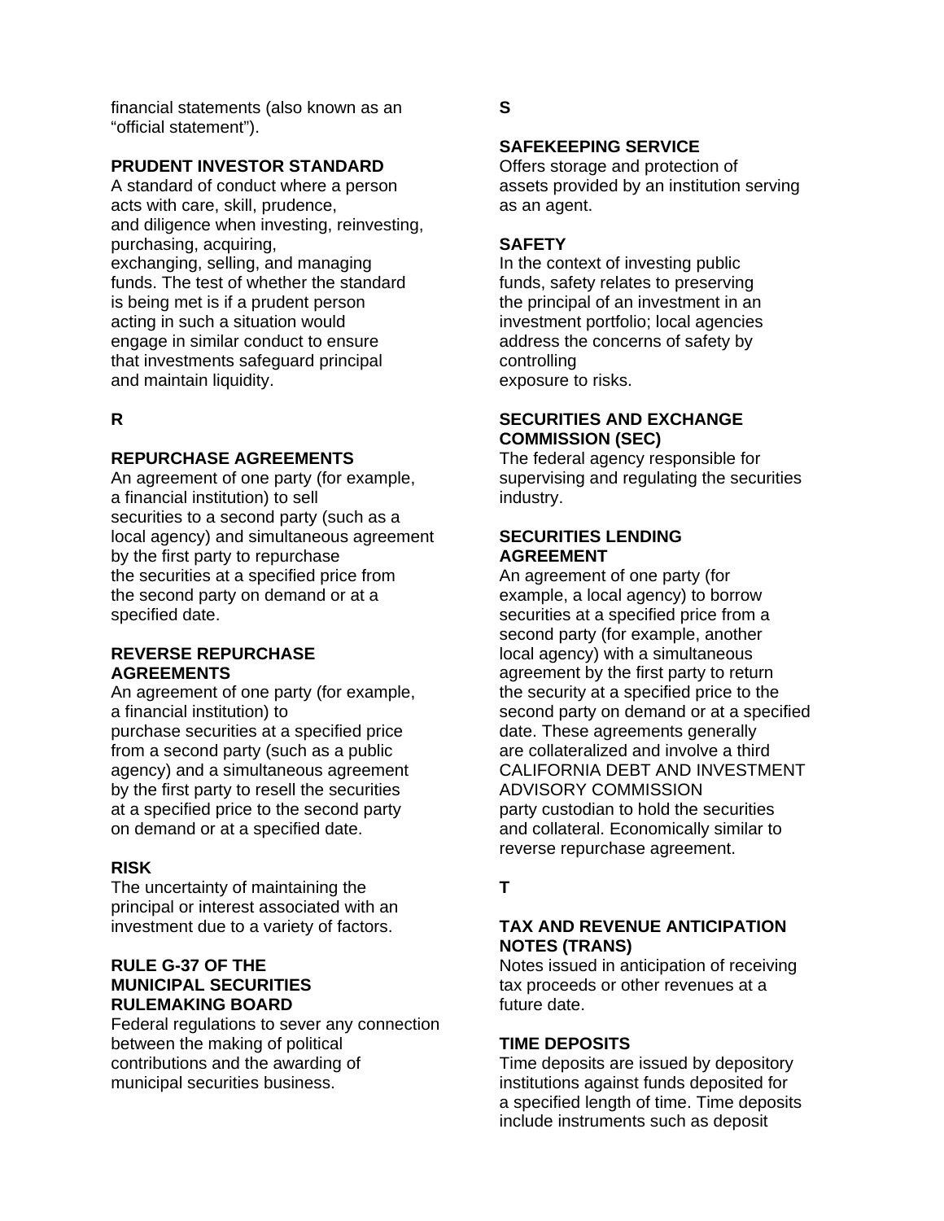financial statements (also known as an "official statement").

**PRUDENT INVESTOR STANDARD**
A standard of conduct where a person acts with care, skill, prudence, and diligence when investing, reinvesting, purchasing, acquiring, exchanging, selling, and managing funds. The test of whether the standard is being met is if a prudent person acting in such a situation would engage in similar conduct to ensure that investments safeguard principal and maintain liquidity.

## R

**REPURCHASE AGREEMENTS**
An agreement of one party (for example, a financial institution) to sell securities to a second party (such as a local agency) and simultaneous agreement by the first party to repurchase the securities at a specified price from the second party on demand or at a specified date.

**REVERSE REPURCHASE AGREEMENTS**
An agreement of one party (for example, a financial institution) to purchase securities at a specified price from a second party (such as a public agency) and a simultaneous agreement by the first party to resell the securities at a specified price to the second party on demand or at a specified date.

**RISK**
The uncertainty of maintaining the principal or interest associated with an investment due to a variety of factors.

**RULE G-37 OF THE MUNICIPAL SECURITIES RULEMAKING BOARD**
Federal regulations to sever any connection between the making of political contributions and the awarding of municipal securities business.

## S

**SAFEKEEPING SERVICE**
Offers storage and protection of assets provided by an institution serving as an agent.

**SAFETY**
In the context of investing public funds, safety relates to preserving the principal of an investment in an investment portfolio; local agencies address the concerns of safety by controlling exposure to risks.

**SECURITIES AND EXCHANGE COMMISSION (SEC)**
The federal agency responsible for supervising and regulating the securities industry.

**SECURITIES LENDING AGREEMENT**
An agreement of one party (for example, a local agency) to borrow securities at a specified price from a second party (for example, another local agency) with a simultaneous agreement by the first party to return the security at a specified price to the second party on demand or at a specified date. These agreements generally are collateralized and involve a third party custodian to hold the securities and collateral. Economically similar to reverse repurchase agreement.

## T

**TAX AND REVENUE ANTICIPATION NOTES (TRANS)**
Notes issued in anticipation of receiving tax proceeds or other revenues at a future date.

**TIME DEPOSITS**
Time deposits are issued by depository institutions against funds deposited for a specified length of time. Time deposits include instruments such as deposit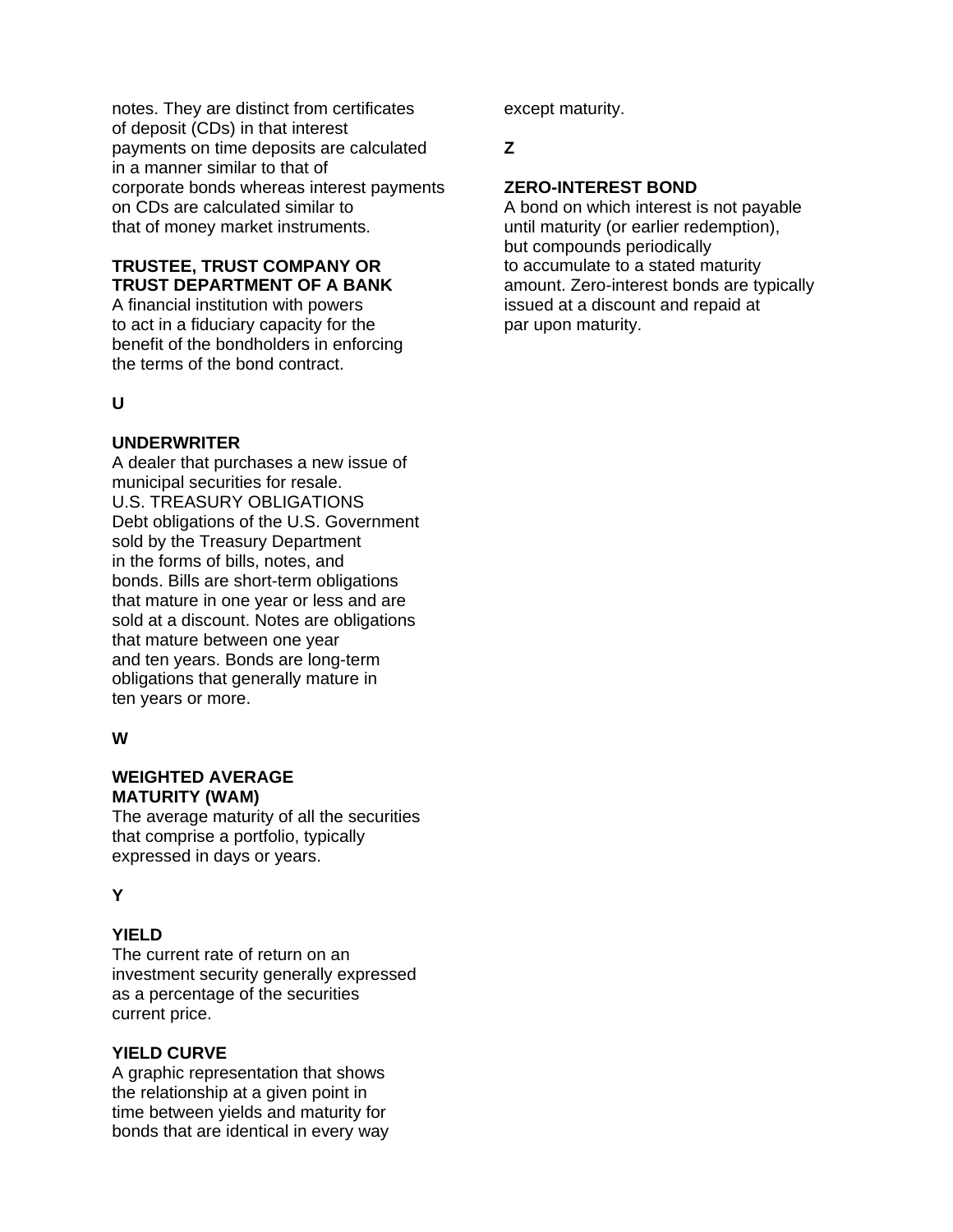notes. They are distinct from certificates of deposit (CDs) in that interest payments on time deposits are calculated in a manner similar to that of corporate bonds whereas interest payments on CDs are calculated similar to that of money market instruments.

**TRUSTEE, TRUST COMPANY OR TRUST DEPARTMENT OF A BANK**
A financial institution with powers to act in a fiduciary capacity for the benefit of the bondholders in enforcing the terms of the bond contract.

**U**

**UNDERWRITER**
A dealer that purchases a new issue of municipal securities for resale.
U.S. TREASURY OBLIGATIONS
Debt obligations of the U.S. Government sold by the Treasury Department in the forms of bills, notes, and bonds. Bills are short-term obligations that mature in one year or less and are sold at a discount. Notes are obligations that mature between one year and ten years. Bonds are long-term obligations that generally mature in ten years or more.

**W**

**WEIGHTED AVERAGE MATURITY (WAM)**
The average maturity of all the securities that comprise a portfolio, typically expressed in days or years.

**Y**

**YIELD**
The current rate of return on an investment security generally expressed as a percentage of the securities current price.

**YIELD CURVE**
A graphic representation that shows the relationship at a given point in time between yields and maturity for bonds that are identical in every way except maturity.

**Z**

**ZERO-INTEREST BOND**
A bond on which interest is not payable until maturity (or earlier redemption), but compounds periodically to accumulate to a stated maturity amount. Zero-interest bonds are typically issued at a discount and repaid at par upon maturity.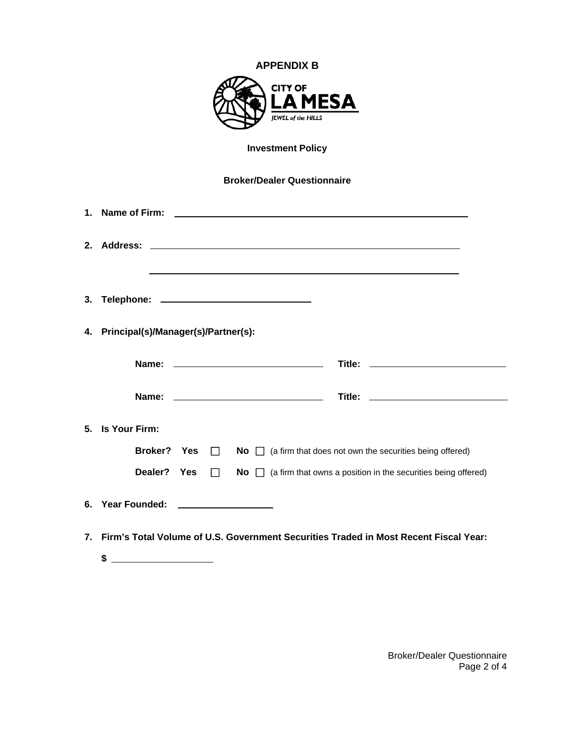**APPENDIX B**

CITY OF
LA MESA
JEWEL of the HILLS

**Investment Policy**

**Broker/Dealer Questionnaire**

1. **Name of Firm:** ______________________________________________

2. **Address:** ______________________________________________

______________________________________________

3. **Telephone:** ______________________

4. **Principal(s)/Manager(s)/Partner(s):**

   **Name:** ______________________ **Title:** ______________________

   **Name:** ______________________ **Title:** ______________________

5. **Is Your Firm:**

   **Broker? Yes** ☐ **No** ☐ (a firm that does not own the securities being offered)

   **Dealer? Yes** ☐ **No** ☐ (a firm that owns a position in the securities being offered)

6. **Year Founded:** ______________

7. **Firm's Total Volume of U.S. Government Securities Traded in Most Recent Fiscal Year:**

   **$** ______________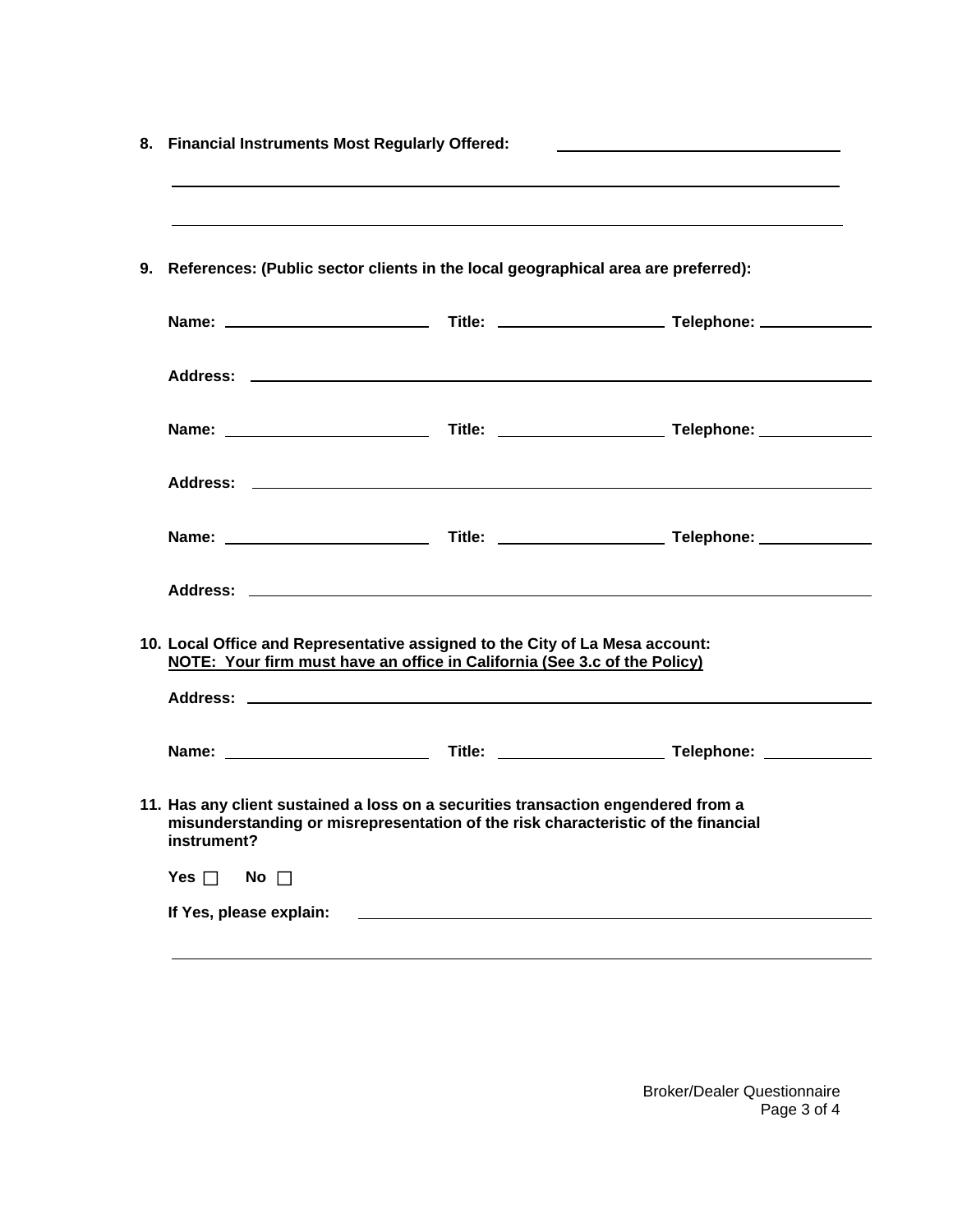**8. Financial Instruments Most Regularly Offered:** ______________________________

______________________________________________________________________

______________________________________________________________________

**9. References: (Public sector clients in the local geographical area are preferred):**

**Name:** ______________________ **Title:** __________________ **Telephone:** ____________

**Address:** ____________________________________________________________

**Name:** ______________________ **Title:** __________________ **Telephone:** ____________

**Address:** ____________________________________________________________

**Name:** ______________________ **Title:** __________________ **Telephone:** ____________

**Address:** ____________________________________________________________

**10. Local Office and Representative assigned to the City of La Mesa account:**
**NOTE: Your firm must have an office in California (See 3.c of the Policy)**

**Address:** ____________________________________________________________

**Name:** ______________________ **Title:** __________________ **Telephone:** ____________

**11. Has any client sustained a loss on a securities transaction engendered from a misunderstanding or misrepresentation of the risk characteristic of the financial instrument?**

**Yes** ☐ **No** ☐

**If Yes, please explain:** _____________________________________________________

______________________________________________________________________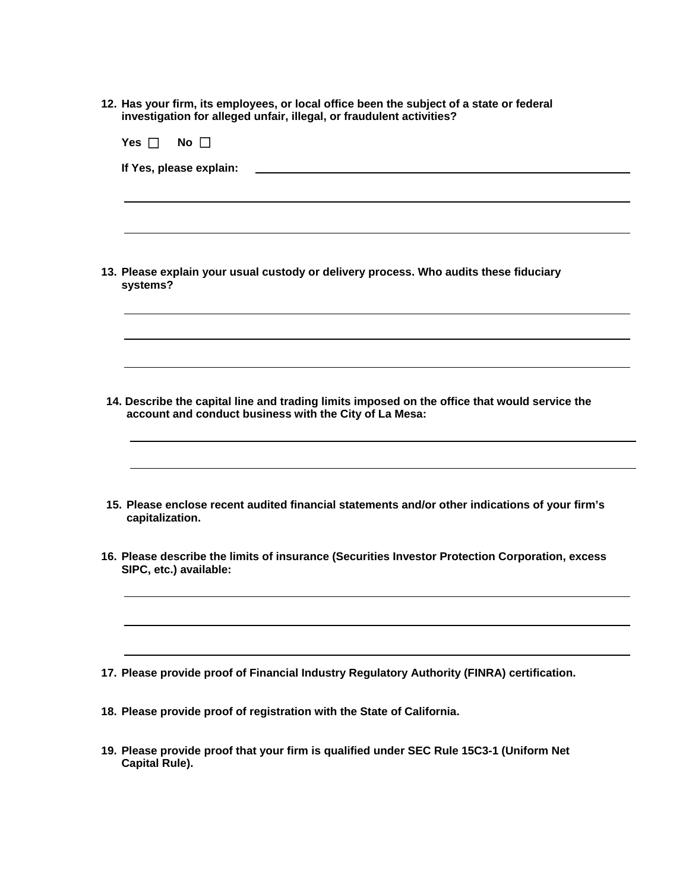**12. Has your firm, its employees, or local office been the subject of a state or federal investigation for alleged unfair, illegal, or fraudulent activities?**

**Yes ☐ No ☐**

**If Yes, please explain:** ______________________________________________

______________________________________________________________

______________________________________________________________

**13. Please explain your usual custody or delivery process. Who audits these fiduciary systems?**

______________________________________________________________

______________________________________________________________

______________________________________________________________

**14. Describe the capital line and trading limits imposed on the office that would service the account and conduct business with the City of La Mesa:**

______________________________________________________________

______________________________________________________________

**15. Please enclose recent audited financial statements and/or other indications of your firm's capitalization.**

**16. Please describe the limits of insurance (Securities Investor Protection Corporation, excess SIPC, etc.) available:**

______________________________________________________________

______________________________________________________________

______________________________________________________________

**17. Please provide proof of Financial Industry Regulatory Authority (FINRA) certification.**

**18. Please provide proof of registration with the State of California.**

**19. Please provide proof that your firm is qualified under SEC Rule 15C3-1 (Uniform Net Capital Rule).**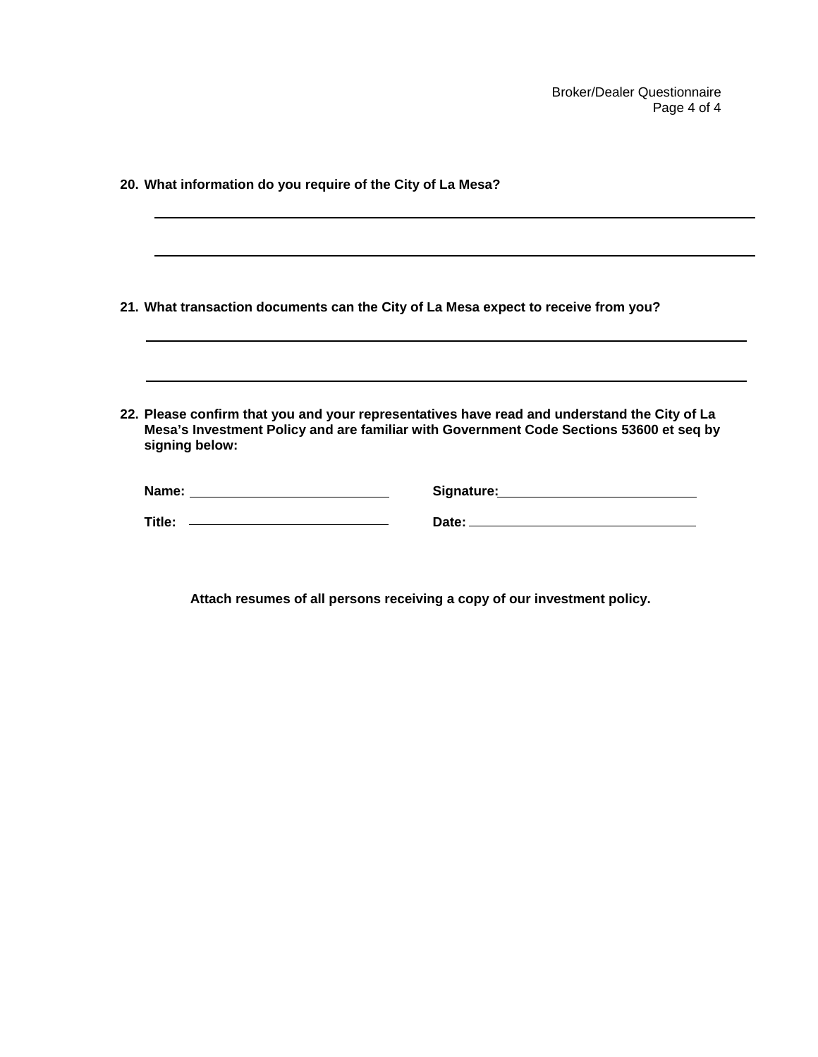**20. What information do you require of the City of La Mesa?**

\_\_\_\_\_\_\_\_\_\_\_\_\_\_\_\_\_\_\_\_\_\_\_\_\_\_\_\_\_\_\_\_\_\_\_\_\_\_\_\_\_\_\_\_\_\_\_\_\_\_\_\_\_\_\_\_\_\_\_\_\_\_\_\_

\_\_\_\_\_\_\_\_\_\_\_\_\_\_\_\_\_\_\_\_\_\_\_\_\_\_\_\_\_\_\_\_\_\_\_\_\_\_\_\_\_\_\_\_\_\_\_\_\_\_\_\_\_\_\_\_\_\_\_\_\_\_\_\_

**21. What transaction documents can the City of La Mesa expect to receive from you?**

\_\_\_\_\_\_\_\_\_\_\_\_\_\_\_\_\_\_\_\_\_\_\_\_\_\_\_\_\_\_\_\_\_\_\_\_\_\_\_\_\_\_\_\_\_\_\_\_\_\_\_\_\_\_\_\_\_\_\_\_\_\_\_\_

\_\_\_\_\_\_\_\_\_\_\_\_\_\_\_\_\_\_\_\_\_\_\_\_\_\_\_\_\_\_\_\_\_\_\_\_\_\_\_\_\_\_\_\_\_\_\_\_\_\_\_\_\_\_\_\_\_\_\_\_\_\_\_\_

**22. Please confirm that you and your representatives have read and understand the City of La Mesa's Investment Policy and are familiar with Government Code Sections 53600 et seq by signing below:**

**Name:** \_\_\_\_\_\_\_\_\_\_\_\_\_\_\_\_\_\_\_\_\_\_\_\_ **Signature:** \_\_\_\_\_\_\_\_\_\_\_\_\_\_\_\_\_\_\_\_\_\_\_\_

**Title:** \_\_\_\_\_\_\_\_\_\_\_\_\_\_\_\_\_\_\_\_\_\_\_\_ **Date:** \_\_\_\_\_\_\_\_\_\_\_\_\_\_\_\_\_\_\_\_\_\_\_\_

**Attach resumes of all persons receiving a copy of our investment policy.**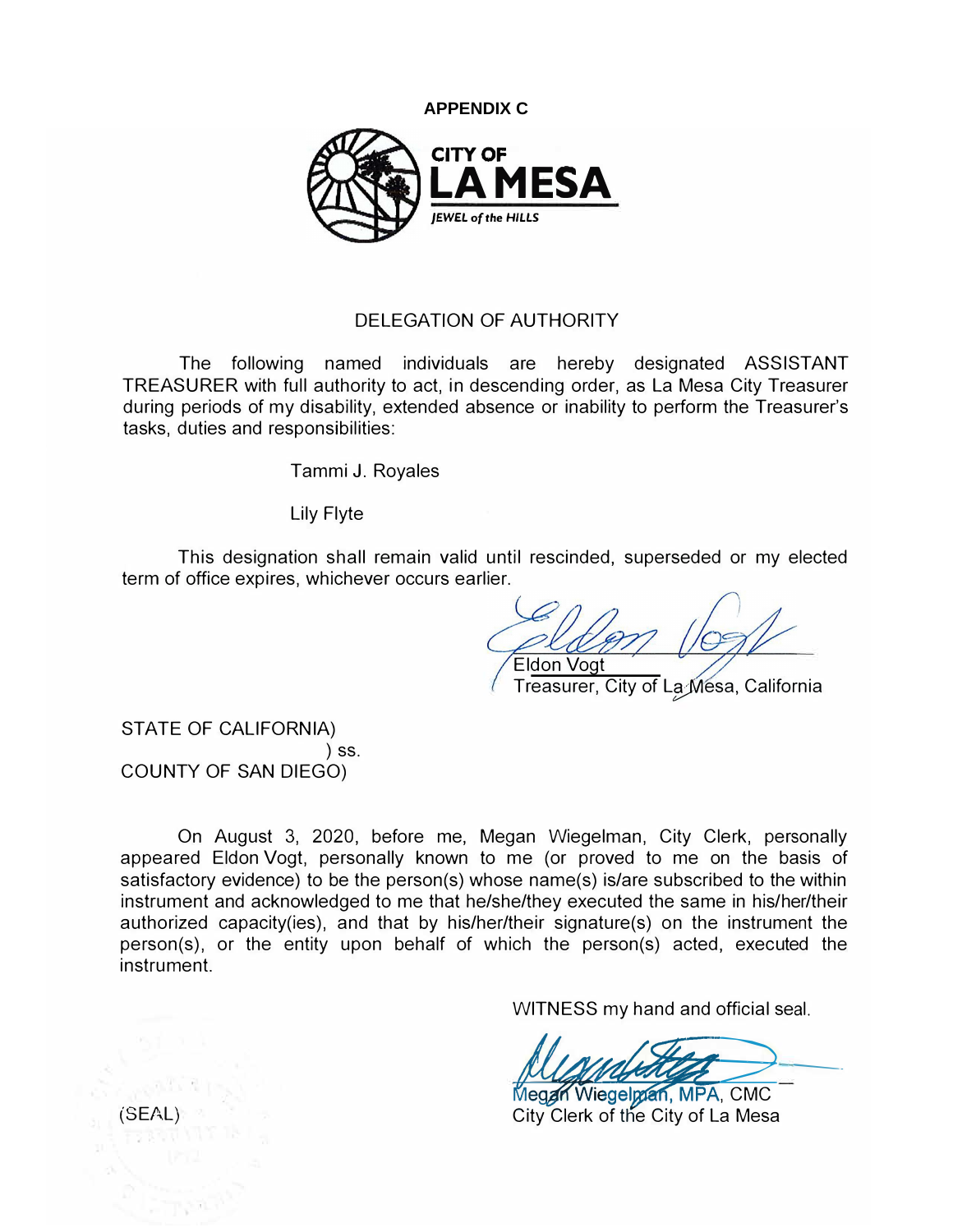**APPENDIX C**

CITY OF
LA MESA
*JEWEL of the HILLS*

DELEGATION OF AUTHORITY

The following named individuals are hereby designated ASSISTANT TREASURER with full authority to act, in descending order, as La Mesa City Treasurer during periods of my disability, extended absence or inability to perform the Treasurer's tasks, duties and responsibilities:

Tammi J. Royales

Lily Flyte

This designation shall remain valid until rescinded, superseded or my elected term of office expires, whichever occurs earlier.

Eldon Vogt
Treasurer, City of La Mesa, California

STATE OF CALIFORNIA)
) ss.
COUNTY OF SAN DIEGO)

On August 3, 2020, before me, Megan Wiegelman, City Clerk, personally appeared Eldon Vogt, personally known to me (or proved to me on the basis of satisfactory evidence) to be the person(s) whose name(s) is/are subscribed to the within instrument and acknowledged to me that he/she/they executed the same in his/her/their authorized capacity(ies), and that by his/her/their signature(s) on the instrument the person(s), or the entity upon behalf of which the person(s) acted, executed the instrument.

WITNESS my hand and official seal.

Megan Wiegelman, MPA, CMC
City Clerk of the City of La Mesa

(SEAL)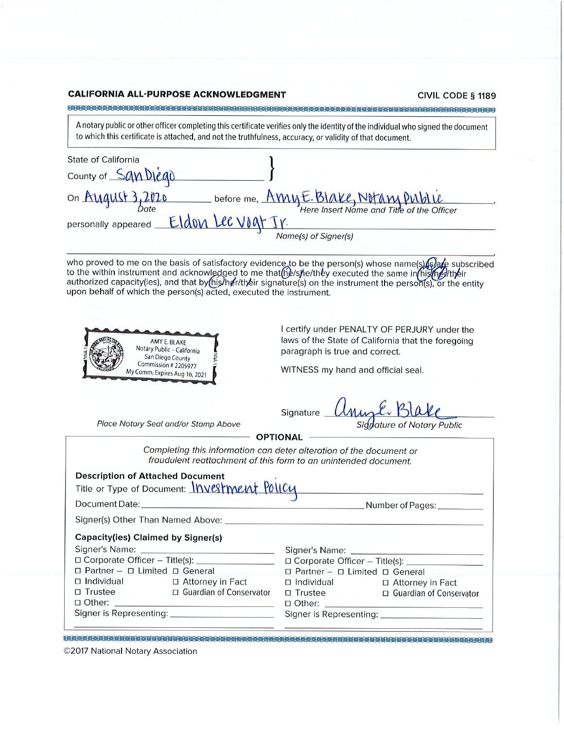**CALIFORNIA ALL-PURPOSE ACKNOWLEDGMENT** — **CIVIL CODE § 1189**

A notary public or other officer completing this certificate verifies only the identity of the individual who signed the document to which this certificate is attached, and not the truthfulness, accuracy, or validity of that document.

State of California
County of San Diego

On August 3, 2020 before me, Amy E. Blake, Notary Public
*Date* — *Here Insert Name and Title of the Officer*

personally appeared Eldon Lee Vogt Jr.
*Name(s) of Signer(s)*

who proved to me on the basis of satisfactory evidence to be the person(s) whose name(s) is/are subscribed to the within instrument and acknowledged to me that he/she/they executed the same in his/her/their authorized capacity(ies), and that by his/her/their signature(s) on the instrument the person(s), or the entity upon behalf of which the person(s) acted, executed the instrument.

AMY E. BLAKE
Notary Public – California
San Diego County
Commission # 2205977
My Comm. Expires Aug 16, 2021

I certify under PENALTY OF PERJURY under the laws of the State of California that the foregoing paragraph is true and correct.

WITNESS my hand and official seal.

Signature Amy E. Blake
*Signature of Notary Public*

*Place Notary Seal and/or Stamp Above*

**OPTIONAL**

*Completing this information can deter alteration of the document or fraudulent reattachment of this form to an unintended document.*

**Description of Attached Document**

Title or Type of Document: Investment Policy

Document Date: ______________________ Number of Pages: ________

Signer(s) Other Than Named Above: ______________________

**Capacity(ies) Claimed by Signer(s)**

| Signer's Name: ____________ | Signer's Name: ____________ |
|---|---|
| ☐ Corporate Officer – Title(s): ________ | ☐ Corporate Officer – Title(s): ________ |
| ☐ Partner – ☐ Limited ☐ General | ☐ Partner – ☐ Limited ☐ General |
| ☐ Individual ☐ Attorney in Fact | ☐ Individual ☐ Attorney in Fact |
| ☐ Trustee ☐ Guardian of Conservator | ☐ Trustee ☐ Guardian of Conservator |
| ☐ Other: ________ | ☐ Other: ________ |
| Signer is Representing: ________ | Signer is Representing: ________ |

©2017 National Notary Association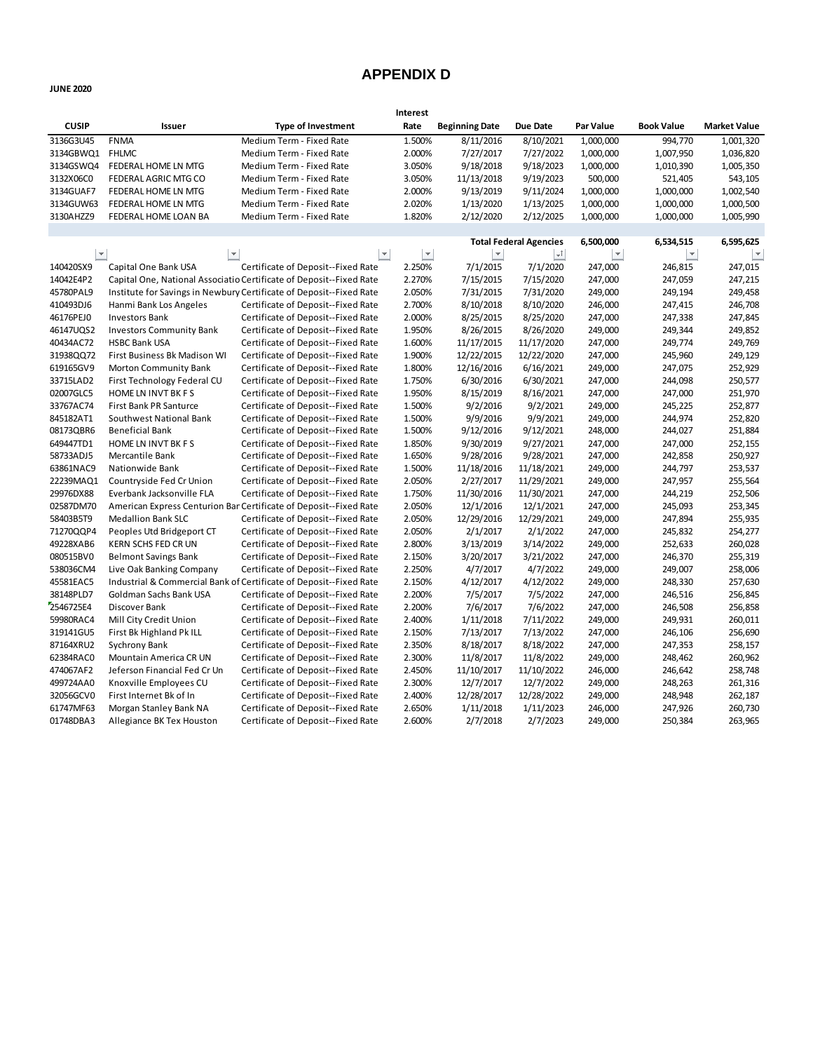# APPENDIX D

**JUNE 2020**

| CUSIP | Issuer | Type of Investment | Interest Rate | Beginning Date | Due Date | Par Value | Book Value | Market Value |
|---|---|---|---|---|---|---|---|---|
| 3136G3U45 | FNMA | Medium Term - Fixed Rate | 1.500% | 8/11/2016 | 8/10/2021 | 1,000,000 | 994,770 | 1,001,320 |
| 3134GBWQ1 | FHLMC | Medium Term - Fixed Rate | 2.000% | 7/27/2017 | 7/27/2022 | 1,000,000 | 1,007,950 | 1,036,820 |
| 3134GSWQ4 | FEDERAL HOME LN MTG | Medium Term - Fixed Rate | 3.050% | 9/18/2018 | 9/18/2023 | 1,000,000 | 1,010,390 | 1,005,350 |
| 3132X06C0 | FEDERAL AGRIC MTG CO | Medium Term - Fixed Rate | 3.050% | 11/13/2018 | 9/19/2023 | 500,000 | 521,405 | 543,105 |
| 3134GUAF7 | FEDERAL HOME LN MTG | Medium Term - Fixed Rate | 2.000% | 9/13/2019 | 9/11/2024 | 1,000,000 | 1,000,000 | 1,002,540 |
| 3134GUW63 | FEDERAL HOME LN MTG | Medium Term - Fixed Rate | 2.020% | 1/13/2020 | 1/13/2025 | 1,000,000 | 1,000,000 | 1,000,500 |
| 3130AHZZ9 | FEDERAL HOME LOAN BA | Medium Term - Fixed Rate | 1.820% | 2/12/2020 | 2/12/2025 | 1,000,000 | 1,000,000 | 1,005,990 |
| | | | | | **Total Federal Agencies** | **6,500,000** | **6,534,515** | **6,595,625** |
| 140420SX9 | Capital One Bank USA | Certificate of Deposit--Fixed Rate | 2.250% | 7/1/2015 | 7/1/2020 | 247,000 | 246,815 | 247,015 |
| 14042E4P2 | Capital One, National Associatio | Certificate of Deposit--Fixed Rate | 2.270% | 7/15/2015 | 7/15/2020 | 247,000 | 247,059 | 247,215 |
| 45780PAL9 | Institute for Savings in Newbury | Certificate of Deposit--Fixed Rate | 2.050% | 7/31/2015 | 7/31/2020 | 249,000 | 249,194 | 249,458 |
| 410493DJ6 | Hanmi Bank Los Angeles | Certificate of Deposit--Fixed Rate | 2.700% | 8/10/2018 | 8/10/2020 | 246,000 | 247,415 | 246,708 |
| 46176PEJ0 | Investors Bank | Certificate of Deposit--Fixed Rate | 2.000% | 8/25/2015 | 8/25/2020 | 247,000 | 247,338 | 247,845 |
| 46147UQS2 | Investors Community Bank | Certificate of Deposit--Fixed Rate | 1.950% | 8/26/2015 | 8/26/2020 | 249,000 | 249,344 | 249,852 |
| 40434AC72 | HSBC Bank USA | Certificate of Deposit--Fixed Rate | 1.600% | 11/17/2015 | 11/17/2020 | 247,000 | 249,774 | 249,769 |
| 31938QQ72 | First Business Bk Madison WI | Certificate of Deposit--Fixed Rate | 1.900% | 12/22/2015 | 12/22/2020 | 247,000 | 245,960 | 249,129 |
| 619165GV9 | Morton Community Bank | Certificate of Deposit--Fixed Rate | 1.800% | 12/16/2016 | 6/16/2021 | 249,000 | 247,075 | 252,929 |
| 33715LAD2 | First Technology Federal CU | Certificate of Deposit--Fixed Rate | 1.750% | 6/30/2016 | 6/30/2021 | 247,000 | 244,098 | 250,577 |
| 02007GLC5 | HOME LN INVT BK F S | Certificate of Deposit--Fixed Rate | 1.950% | 8/15/2019 | 8/16/2021 | 247,000 | 247,000 | 251,970 |
| 33767AC74 | First Bank PR Santurce | Certificate of Deposit--Fixed Rate | 1.500% | 9/2/2016 | 9/2/2021 | 249,000 | 245,225 | 252,877 |
| 845182AT1 | Southwest National Bank | Certificate of Deposit--Fixed Rate | 1.500% | 9/9/2016 | 9/9/2021 | 249,000 | 244,974 | 252,820 |
| 08173QBR6 | Beneficial Bank | Certificate of Deposit--Fixed Rate | 1.500% | 9/12/2016 | 9/12/2021 | 248,000 | 244,027 | 251,884 |
| 649447TD1 | HOME LN INVT BK F S | Certificate of Deposit--Fixed Rate | 1.850% | 9/30/2019 | 9/27/2021 | 247,000 | 247,000 | 252,155 |
| 58733ADJ5 | Mercantile Bank | Certificate of Deposit--Fixed Rate | 1.650% | 9/28/2016 | 9/28/2021 | 247,000 | 242,858 | 250,927 |
| 63861NAC9 | Nationwide Bank | Certificate of Deposit--Fixed Rate | 1.500% | 11/18/2016 | 11/18/2021 | 249,000 | 244,797 | 253,537 |
| 22239MAQ1 | Countryside Fed Cr Union | Certificate of Deposit--Fixed Rate | 2.050% | 2/27/2017 | 11/29/2021 | 249,000 | 247,957 | 255,564 |
| 29976DX88 | Everbank Jacksonville FLA | Certificate of Deposit--Fixed Rate | 1.750% | 11/30/2016 | 11/30/2021 | 249,000 | 244,219 | 252,506 |
| 02587DM70 | American Express Centurion Bar | Certificate of Deposit--Fixed Rate | 2.050% | 12/1/2016 | 12/1/2021 | 247,000 | 245,093 | 253,345 |
| 58403B5T9 | Medallion Bank SLC | Certificate of Deposit--Fixed Rate | 2.050% | 12/29/2016 | 12/29/2021 | 249,000 | 247,894 | 255,935 |
| 71270QQP4 | Peoples Utd Bridgeport CT | Certificate of Deposit--Fixed Rate | 2.050% | 2/1/2017 | 2/1/2022 | 247,000 | 245,832 | 254,277 |
| 49228XAB6 | KERN SCHS FED CR UN | Certificate of Deposit--Fixed Rate | 2.800% | 3/13/2019 | 3/14/2022 | 249,000 | 252,633 | 260,028 |
| 080515BV0 | Belmont Savings Bank | Certificate of Deposit--Fixed Rate | 2.150% | 3/20/2017 | 3/21/2022 | 247,000 | 246,370 | 255,319 |
| 538036CM4 | Live Oak Banking Company | Certificate of Deposit--Fixed Rate | 2.250% | 4/7/2017 | 4/7/2022 | 249,000 | 249,007 | 258,006 |
| 45581EAC5 | Industrial & Commercial Bank of | Certificate of Deposit--Fixed Rate | 2.150% | 4/12/2017 | 4/12/2022 | 249,000 | 248,330 | 257,630 |
| 38148PLD7 | Goldman Sachs Bank USA | Certificate of Deposit--Fixed Rate | 2.200% | 7/5/2017 | 7/5/2022 | 247,000 | 246,516 | 256,845 |
| 2546725E4 | Discover Bank | Certificate of Deposit--Fixed Rate | 2.200% | 7/6/2017 | 7/6/2022 | 247,000 | 246,508 | 256,858 |
| 59980RAC4 | Mill City Credit Union | Certificate of Deposit--Fixed Rate | 2.400% | 1/11/2018 | 7/11/2022 | 249,000 | 249,931 | 260,011 |
| 319141GU5 | First Bk Highland Pk ILL | Certificate of Deposit--Fixed Rate | 2.150% | 7/13/2017 | 7/13/2022 | 247,000 | 246,106 | 256,690 |
| 87164XRU2 | Sychrony Bank | Certificate of Deposit--Fixed Rate | 2.350% | 8/18/2017 | 8/18/2022 | 247,000 | 247,353 | 258,157 |
| 62384RAC0 | Mountain America CR UN | Certificate of Deposit--Fixed Rate | 2.300% | 11/8/2017 | 11/8/2022 | 249,000 | 248,462 | 260,962 |
| 474067AF2 | Jeferson Financial Fed Cr Un | Certificate of Deposit--Fixed Rate | 2.450% | 11/10/2017 | 11/10/2022 | 246,000 | 246,642 | 258,748 |
| 499724AA0 | Knoxville Employees CU | Certificate of Deposit--Fixed Rate | 2.300% | 12/7/2017 | 12/7/2022 | 249,000 | 248,263 | 261,316 |
| 32056GCV0 | First Internet Bk of In | Certificate of Deposit--Fixed Rate | 2.400% | 12/28/2017 | 12/28/2022 | 249,000 | 248,948 | 262,187 |
| 61747MF63 | Morgan Stanley Bank NA | Certificate of Deposit--Fixed Rate | 2.650% | 1/11/2018 | 1/11/2023 | 246,000 | 247,926 | 260,730 |
| 01748DBA3 | Allegiance BK Tex Houston | Certificate of Deposit--Fixed Rate | 2.600% | 2/7/2018 | 2/7/2023 | 249,000 | 250,384 | 263,965 |